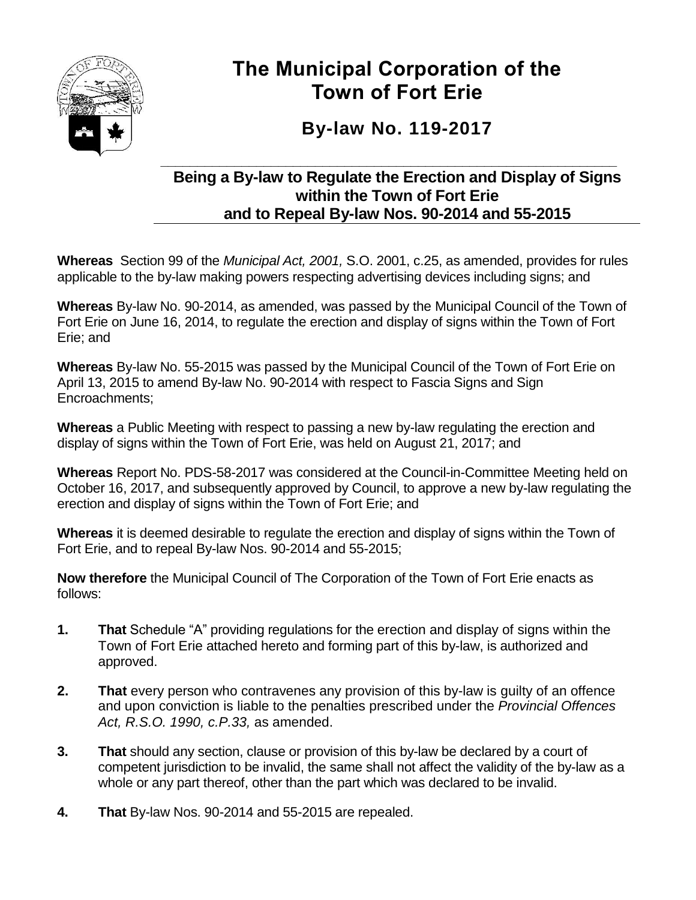# The Municipal Corporation of the Town of Fort Erie

## By-law No. 119-2017

### Being a By-law to Regulate the Erection and Display of Signs within the Town of Fort Erie and to Repeal By-law Nos. 90-2014 and 55-2015

**Whereas** Section 99 of the *Municipal Act, 2001,* S.O. 2001, c.25, as amended, provides for rules applicable to the by-law making powers respecting advertising devices including signs; and

**Whereas** By-law No. 90-2014, as amended, was passed by the Municipal Council of the Town of Fort Erie on June 16, 2014, to regulate the erection and display of signs within the Town of Fort Erie; and

**Whereas** By-law No. 55-2015 was passed by the Municipal Council of the Town of Fort Erie on April 13, 2015 to amend By-law No. 90-2014 with respect to Fascia Signs and Sign Encroachments;

**Whereas** a Public Meeting with respect to passing a new by-law regulating the erection and display of signs within the Town of Fort Erie, was held on August 21, 2017; and

**Whereas** Report No. PDS-58-2017 was considered at the Council-in-Committee Meeting held on October 16, 2017, and subsequently approved by Council, to approve a new by-law regulating the erection and display of signs within the Town of Fort Erie; and

**Whereas** it is deemed desirable to regulate the erection and display of signs within the Town of Fort Erie, and to repeal By-law Nos. 90-2014 and 55-2015;

**Now therefore** the Municipal Council of The Corporation of the Town of Fort Erie enacts as follows:

1. **That** Schedule "A" providing regulations for the erection and display of signs within the Town of Fort Erie attached hereto and forming part of this by-law, is authorized and approved.

2. **That** every person who contravenes any provision of this by-law is guilty of an offence and upon conviction is liable to the penalties prescribed under the *Provincial Offences Act, R.S.O. 1990, c.P.33,* as amended.

3. **That** should any section, clause or provision of this by-law be declared by a court of competent jurisdiction to be invalid, the same shall not affect the validity of the by-law as a whole or any part thereof, other than the part which was declared to be invalid.

4. **That** By-law Nos. 90-2014 and 55-2015 are repealed.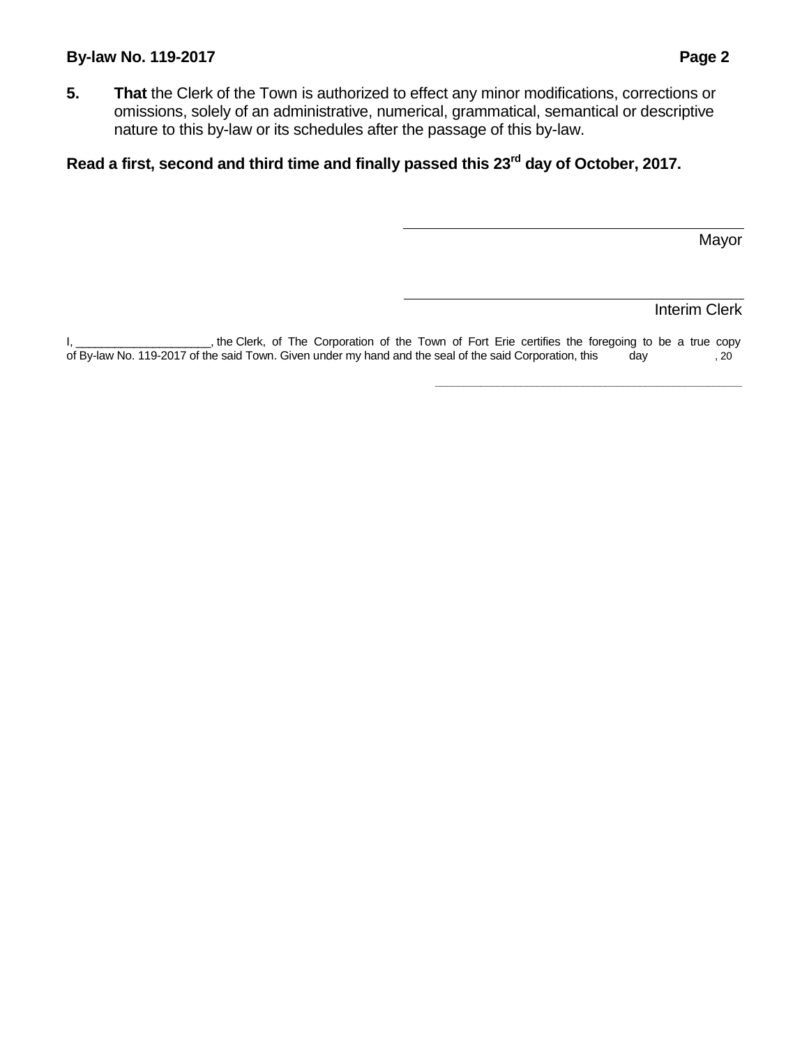**5.** **That** the Clerk of the Town is authorized to effect any minor modifications, corrections or omissions, solely of an administrative, numerical, grammatical, semantical or descriptive nature to this by-law or its schedules after the passage of this by-law.

**Read a first, second and third time and finally passed this 23rd day of October, 2017.**

\_\_\_\_\_\_\_\_\_\_\_\_\_\_\_\_\_\_\_\_\_\_\_\_\_\_\_\_\_\_\_\_\_\_\_\_\_\_\_\_
Mayor

\_\_\_\_\_\_\_\_\_\_\_\_\_\_\_\_\_\_\_\_\_\_\_\_\_\_\_\_\_\_\_\_\_\_\_\_\_\_\_\_
Interim Clerk

I, ____________________, the Clerk, of The Corporation of the Town of Fort Erie certifies the foregoing to be a true copy of By-law No. 119-2017 of the said Town. Given under my hand and the seal of the said Corporation, this day , 20

____________________________________________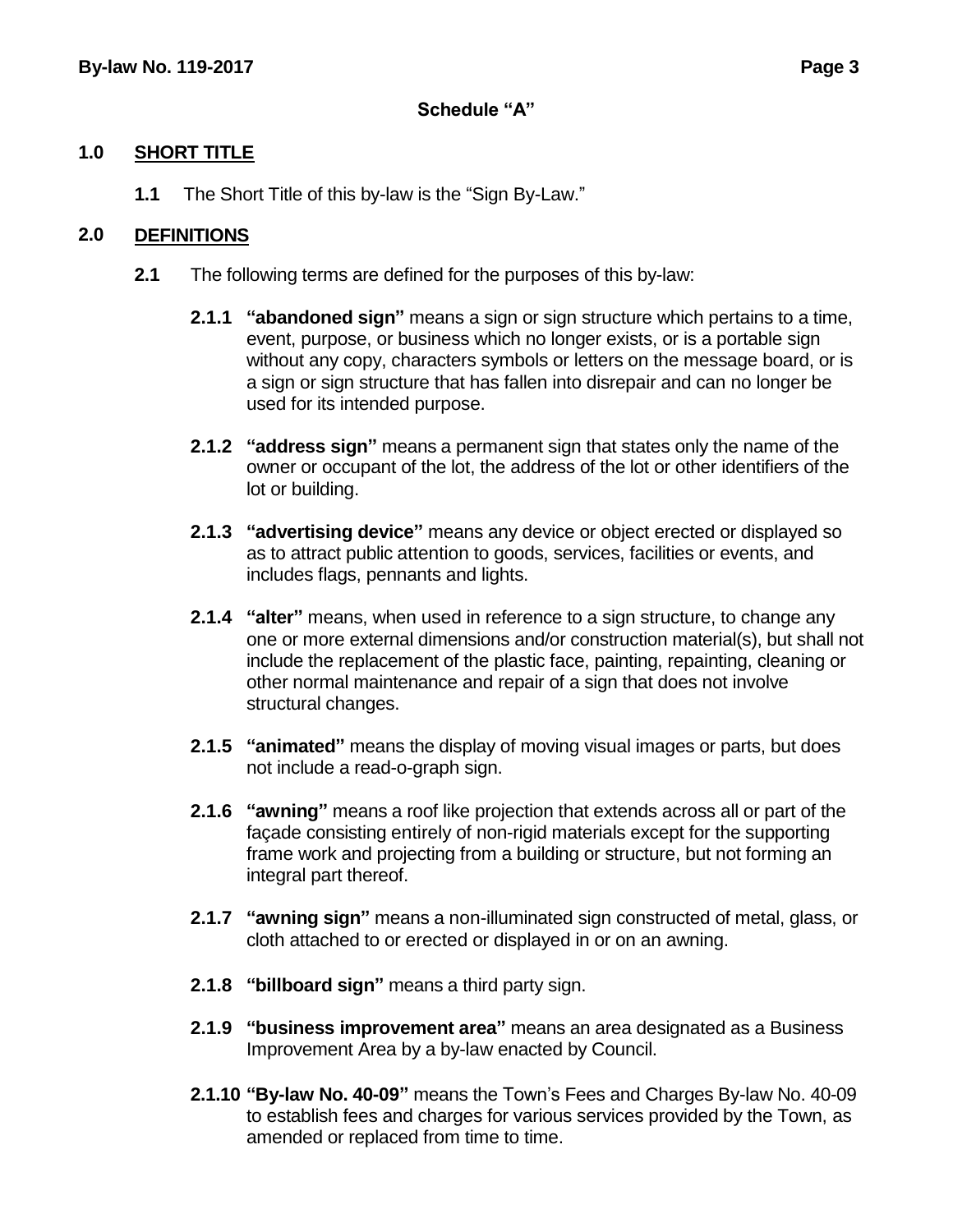## Schedule "A"

### 1.0 SHORT TITLE

**1.1** The Short Title of this by-law is the "Sign By-Law."

### 2.0 DEFINITIONS

**2.1** The following terms are defined for the purposes of this by-law:

**2.1.1 "abandoned sign"** means a sign or sign structure which pertains to a time, event, purpose, or business which no longer exists, or is a portable sign without any copy, characters symbols or letters on the message board, or is a sign or sign structure that has fallen into disrepair and can no longer be used for its intended purpose.

**2.1.2 "address sign"** means a permanent sign that states only the name of the owner or occupant of the lot, the address of the lot or other identifiers of the lot or building.

**2.1.3 "advertising device"** means any device or object erected or displayed so as to attract public attention to goods, services, facilities or events, and includes flags, pennants and lights.

**2.1.4 "alter"** means, when used in reference to a sign structure, to change any one or more external dimensions and/or construction material(s), but shall not include the replacement of the plastic face, painting, repainting, cleaning or other normal maintenance and repair of a sign that does not involve structural changes.

**2.1.5 "animated"** means the display of moving visual images or parts, but does not include a read-o-graph sign.

**2.1.6 "awning"** means a roof like projection that extends across all or part of the façade consisting entirely of non-rigid materials except for the supporting frame work and projecting from a building or structure, but not forming an integral part thereof.

**2.1.7 "awning sign"** means a non-illuminated sign constructed of metal, glass, or cloth attached to or erected or displayed in or on an awning.

**2.1.8 "billboard sign"** means a third party sign.

**2.1.9 "business improvement area"** means an area designated as a Business Improvement Area by a by-law enacted by Council.

**2.1.10 "By-law No. 40-09"** means the Town's Fees and Charges By-law No. 40-09 to establish fees and charges for various services provided by the Town, as amended or replaced from time to time.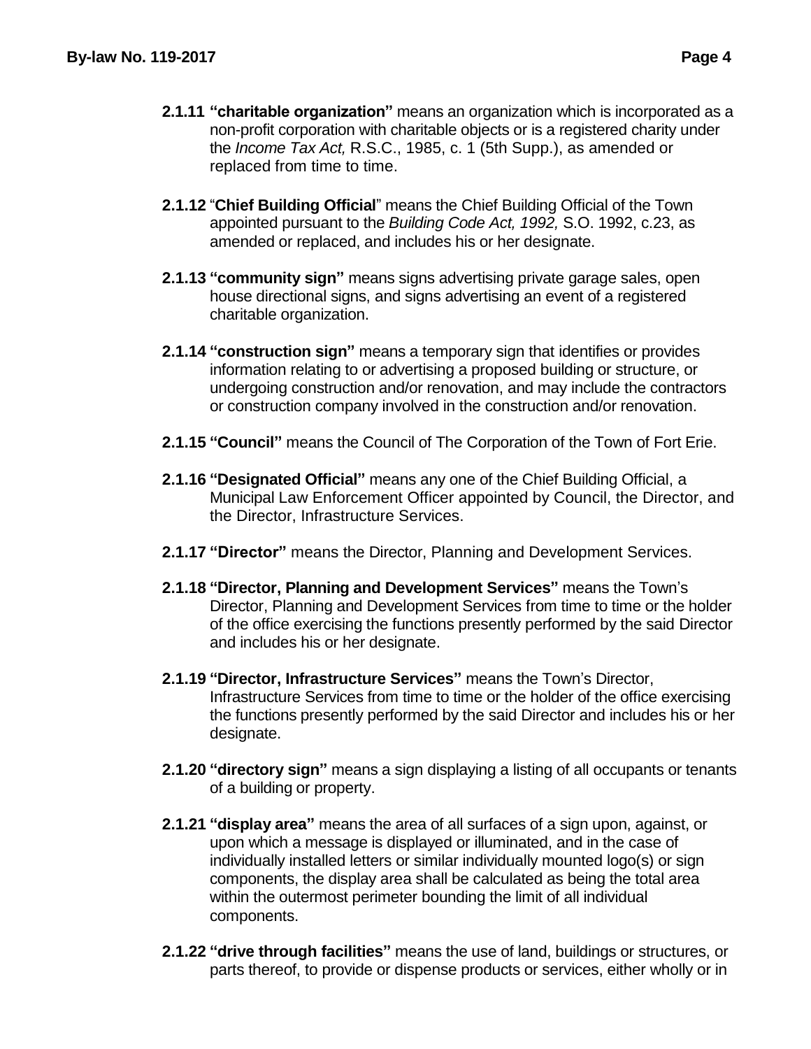**2.1.11 "charitable organization"** means an organization which is incorporated as a non-profit corporation with charitable objects or is a registered charity under the *Income Tax Act,* R.S.C., 1985, c. 1 (5th Supp.), as amended or replaced from time to time.

**2.1.12** "**Chief Building Official**" means the Chief Building Official of the Town appointed pursuant to the *Building Code Act, 1992,* S.O. 1992, c.23, as amended or replaced, and includes his or her designate.

**2.1.13 "community sign"** means signs advertising private garage sales, open house directional signs, and signs advertising an event of a registered charitable organization.

**2.1.14 "construction sign"** means a temporary sign that identifies or provides information relating to or advertising a proposed building or structure, or undergoing construction and/or renovation, and may include the contractors or construction company involved in the construction and/or renovation.

**2.1.15 "Council"** means the Council of The Corporation of the Town of Fort Erie.

**2.1.16 "Designated Official"** means any one of the Chief Building Official, a Municipal Law Enforcement Officer appointed by Council, the Director, and the Director, Infrastructure Services.

**2.1.17 "Director"** means the Director, Planning and Development Services.

**2.1.18 "Director, Planning and Development Services"** means the Town's Director, Planning and Development Services from time to time or the holder of the office exercising the functions presently performed by the said Director and includes his or her designate.

**2.1.19 "Director, Infrastructure Services"** means the Town's Director, Infrastructure Services from time to time or the holder of the office exercising the functions presently performed by the said Director and includes his or her designate.

**2.1.20 "directory sign"** means a sign displaying a listing of all occupants or tenants of a building or property.

**2.1.21 "display area"** means the area of all surfaces of a sign upon, against, or upon which a message is displayed or illuminated, and in the case of individually installed letters or similar individually mounted logo(s) or sign components, the display area shall be calculated as being the total area within the outermost perimeter bounding the limit of all individual components.

**2.1.22 "drive through facilities"** means the use of land, buildings or structures, or parts thereof, to provide or dispense products or services, either wholly or in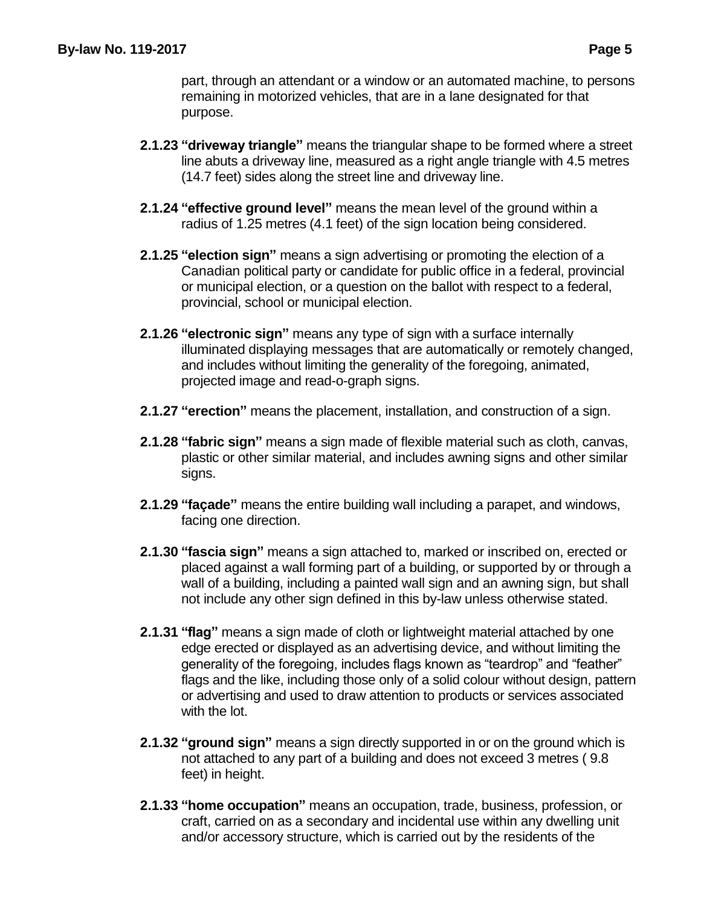part, through an attendant or a window or an automated machine, to persons remaining in motorized vehicles, that are in a lane designated for that purpose.

**2.1.23 "driveway triangle"** means the triangular shape to be formed where a street line abuts a driveway line, measured as a right angle triangle with 4.5 metres (14.7 feet) sides along the street line and driveway line.

**2.1.24 "effective ground level"** means the mean level of the ground within a radius of 1.25 metres (4.1 feet) of the sign location being considered.

**2.1.25 "election sign"** means a sign advertising or promoting the election of a Canadian political party or candidate for public office in a federal, provincial or municipal election, or a question on the ballot with respect to a federal, provincial, school or municipal election.

**2.1.26 "electronic sign"** means any type of sign with a surface internally illuminated displaying messages that are automatically or remotely changed, and includes without limiting the generality of the foregoing, animated, projected image and read-o-graph signs.

**2.1.27 "erection"** means the placement, installation, and construction of a sign.

**2.1.28 "fabric sign"** means a sign made of flexible material such as cloth, canvas, plastic or other similar material, and includes awning signs and other similar signs.

**2.1.29 "façade"** means the entire building wall including a parapet, and windows, facing one direction.

**2.1.30 "fascia sign"** means a sign attached to, marked or inscribed on, erected or placed against a wall forming part of a building, or supported by or through a wall of a building, including a painted wall sign and an awning sign, but shall not include any other sign defined in this by-law unless otherwise stated.

**2.1.31 "flag"** means a sign made of cloth or lightweight material attached by one edge erected or displayed as an advertising device, and without limiting the generality of the foregoing, includes flags known as "teardrop" and "feather" flags and the like, including those only of a solid colour without design, pattern or advertising and used to draw attention to products or services associated with the lot.

**2.1.32 "ground sign"** means a sign directly supported in or on the ground which is not attached to any part of a building and does not exceed 3 metres ( 9.8 feet) in height.

**2.1.33 "home occupation"** means an occupation, trade, business, profession, or craft, carried on as a secondary and incidental use within any dwelling unit and/or accessory structure, which is carried out by the residents of the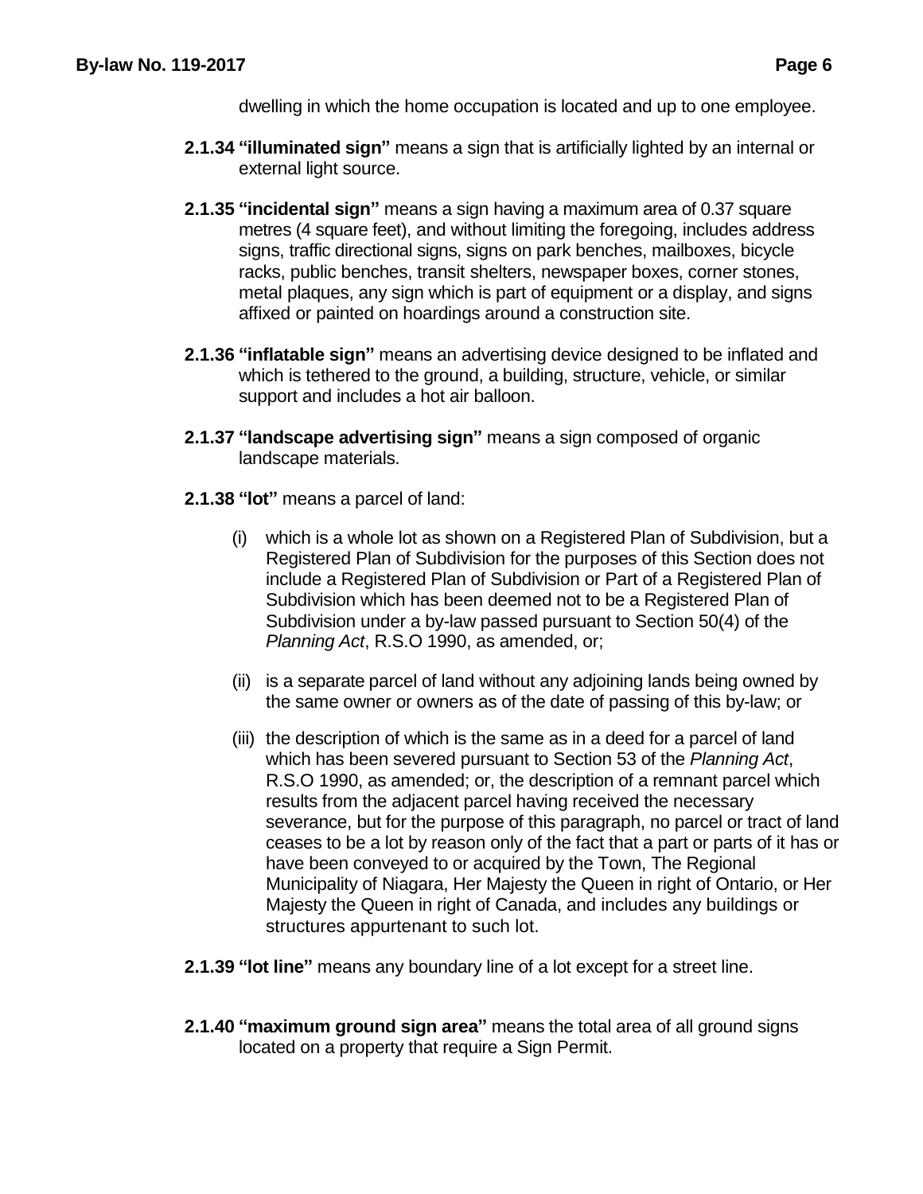dwelling in which the home occupation is located and up to one employee.

**2.1.34 "illuminated sign"** means a sign that is artificially lighted by an internal or external light source.

**2.1.35 "incidental sign"** means a sign having a maximum area of 0.37 square metres (4 square feet), and without limiting the foregoing, includes address signs, traffic directional signs, signs on park benches, mailboxes, bicycle racks, public benches, transit shelters, newspaper boxes, corner stones, metal plaques, any sign which is part of equipment or a display, and signs affixed or painted on hoardings around a construction site.

**2.1.36 "inflatable sign"** means an advertising device designed to be inflated and which is tethered to the ground, a building, structure, vehicle, or similar support and includes a hot air balloon.

**2.1.37 "landscape advertising sign"** means a sign composed of organic landscape materials.

**2.1.38 "lot"** means a parcel of land:

(i) which is a whole lot as shown on a Registered Plan of Subdivision, but a Registered Plan of Subdivision for the purposes of this Section does not include a Registered Plan of Subdivision or Part of a Registered Plan of Subdivision which has been deemed not to be a Registered Plan of Subdivision under a by-law passed pursuant to Section 50(4) of the *Planning Act*, R.S.O 1990, as amended, or;

(ii) is a separate parcel of land without any adjoining lands being owned by the same owner or owners as of the date of passing of this by-law; or

(iii) the description of which is the same as in a deed for a parcel of land which has been severed pursuant to Section 53 of the *Planning Act*, R.S.O 1990, as amended; or, the description of a remnant parcel which results from the adjacent parcel having received the necessary severance, but for the purpose of this paragraph, no parcel or tract of land ceases to be a lot by reason only of the fact that a part or parts of it has or have been conveyed to or acquired by the Town, The Regional Municipality of Niagara, Her Majesty the Queen in right of Ontario, or Her Majesty the Queen in right of Canada, and includes any buildings or structures appurtenant to such lot.

**2.1.39 "lot line"** means any boundary line of a lot except for a street line.

**2.1.40 "maximum ground sign area"** means the total area of all ground signs located on a property that require a Sign Permit.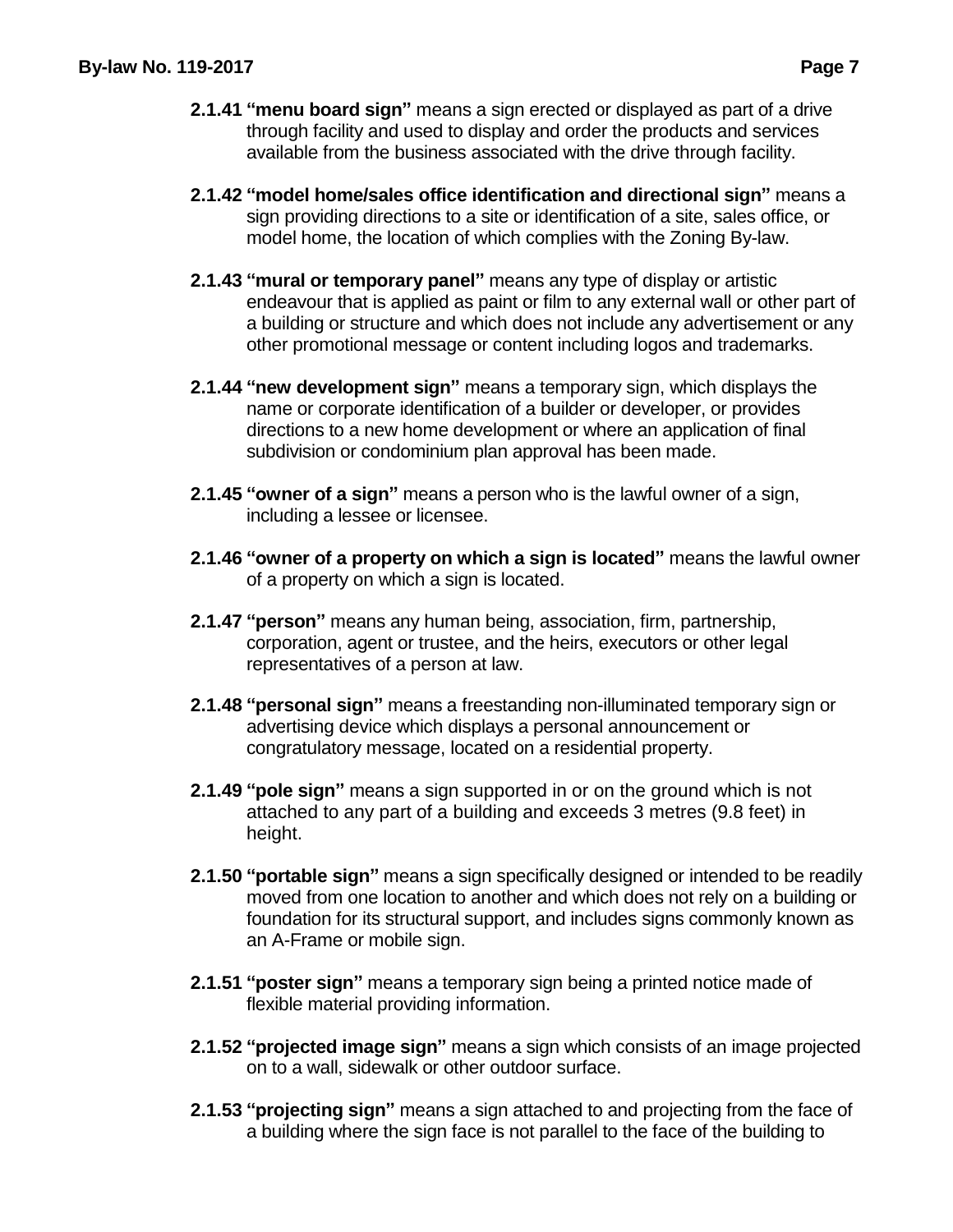**2.1.41 "menu board sign"** means a sign erected or displayed as part of a drive through facility and used to display and order the products and services available from the business associated with the drive through facility.

**2.1.42 "model home/sales office identification and directional sign"** means a sign providing directions to a site or identification of a site, sales office, or model home, the location of which complies with the Zoning By-law.

**2.1.43 "mural or temporary panel"** means any type of display or artistic endeavour that is applied as paint or film to any external wall or other part of a building or structure and which does not include any advertisement or any other promotional message or content including logos and trademarks.

**2.1.44 "new development sign"** means a temporary sign, which displays the name or corporate identification of a builder or developer, or provides directions to a new home development or where an application of final subdivision or condominium plan approval has been made.

**2.1.45 "owner of a sign"** means a person who is the lawful owner of a sign, including a lessee or licensee.

**2.1.46 "owner of a property on which a sign is located"** means the lawful owner of a property on which a sign is located.

**2.1.47 "person"** means any human being, association, firm, partnership, corporation, agent or trustee, and the heirs, executors or other legal representatives of a person at law.

**2.1.48 "personal sign"** means a freestanding non-illuminated temporary sign or advertising device which displays a personal announcement or congratulatory message, located on a residential property.

**2.1.49 "pole sign"** means a sign supported in or on the ground which is not attached to any part of a building and exceeds 3 metres (9.8 feet) in height.

**2.1.50 "portable sign"** means a sign specifically designed or intended to be readily moved from one location to another and which does not rely on a building or foundation for its structural support, and includes signs commonly known as an A-Frame or mobile sign.

**2.1.51 "poster sign"** means a temporary sign being a printed notice made of flexible material providing information.

**2.1.52 "projected image sign"** means a sign which consists of an image projected on to a wall, sidewalk or other outdoor surface.

**2.1.53 "projecting sign"** means a sign attached to and projecting from the face of a building where the sign face is not parallel to the face of the building to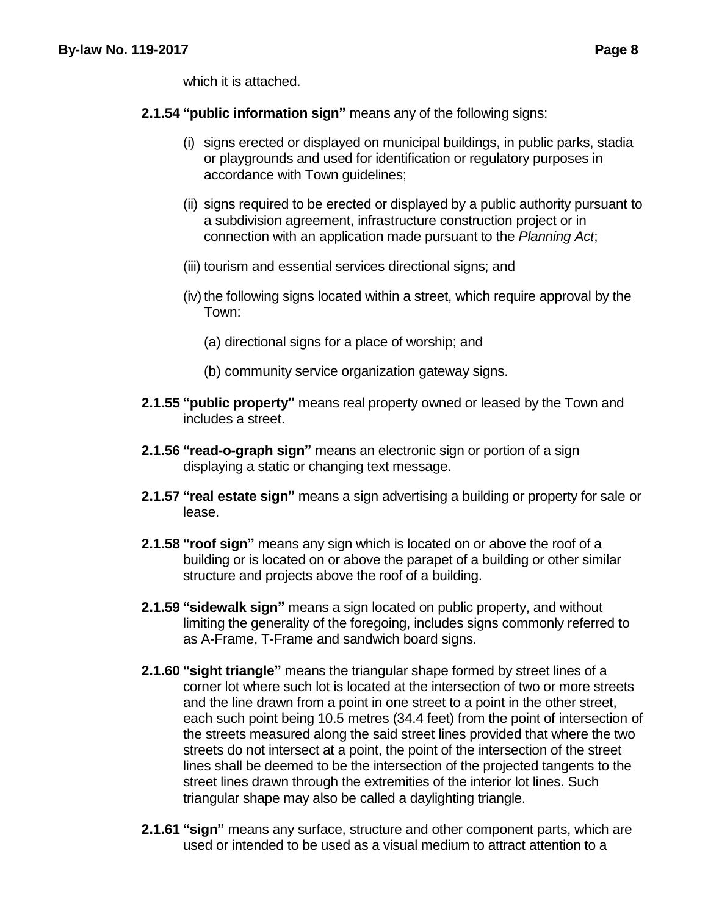which it is attached.

**2.1.54 "public information sign"** means any of the following signs:

(i) signs erected or displayed on municipal buildings, in public parks, stadia or playgrounds and used for identification or regulatory purposes in accordance with Town guidelines;

(ii) signs required to be erected or displayed by a public authority pursuant to a subdivision agreement, infrastructure construction project or in connection with an application made pursuant to the *Planning Act*;

(iii) tourism and essential services directional signs; and

(iv) the following signs located within a street, which require approval by the Town:

(a) directional signs for a place of worship; and

(b) community service organization gateway signs.

**2.1.55 "public property"** means real property owned or leased by the Town and includes a street.

**2.1.56 "read-o-graph sign"** means an electronic sign or portion of a sign displaying a static or changing text message.

**2.1.57 "real estate sign"** means a sign advertising a building or property for sale or lease.

**2.1.58 "roof sign"** means any sign which is located on or above the roof of a building or is located on or above the parapet of a building or other similar structure and projects above the roof of a building.

**2.1.59 "sidewalk sign"** means a sign located on public property, and without limiting the generality of the foregoing, includes signs commonly referred to as A-Frame, T-Frame and sandwich board signs.

**2.1.60 "sight triangle"** means the triangular shape formed by street lines of a corner lot where such lot is located at the intersection of two or more streets and the line drawn from a point in one street to a point in the other street, each such point being 10.5 metres (34.4 feet) from the point of intersection of the streets measured along the said street lines provided that where the two streets do not intersect at a point, the point of the intersection of the street lines shall be deemed to be the intersection of the projected tangents to the street lines drawn through the extremities of the interior lot lines. Such triangular shape may also be called a daylighting triangle.

**2.1.61 "sign"** means any surface, structure and other component parts, which are used or intended to be used as a visual medium to attract attention to a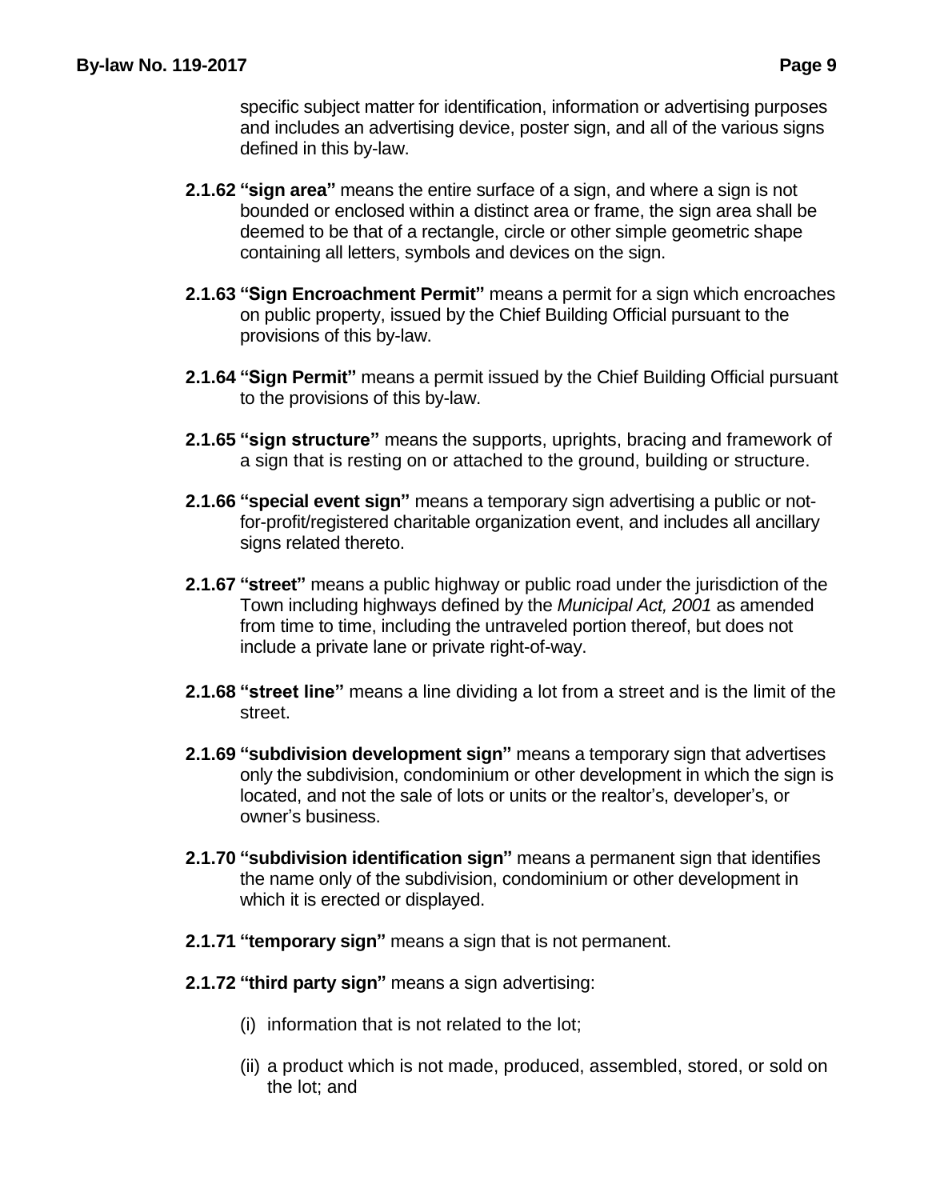specific subject matter for identification, information or advertising purposes and includes an advertising device, poster sign, and all of the various signs defined in this by-law.

**2.1.62 "sign area"** means the entire surface of a sign, and where a sign is not bounded or enclosed within a distinct area or frame, the sign area shall be deemed to be that of a rectangle, circle or other simple geometric shape containing all letters, symbols and devices on the sign.

**2.1.63 "Sign Encroachment Permit"** means a permit for a sign which encroaches on public property, issued by the Chief Building Official pursuant to the provisions of this by-law.

**2.1.64 "Sign Permit"** means a permit issued by the Chief Building Official pursuant to the provisions of this by-law.

**2.1.65 "sign structure"** means the supports, uprights, bracing and framework of a sign that is resting on or attached to the ground, building or structure.

**2.1.66 "special event sign"** means a temporary sign advertising a public or not-for-profit/registered charitable organization event, and includes all ancillary signs related thereto.

**2.1.67 "street"** means a public highway or public road under the jurisdiction of the Town including highways defined by the *Municipal Act, 2001* as amended from time to time, including the untraveled portion thereof, but does not include a private lane or private right-of-way.

**2.1.68 "street line"** means a line dividing a lot from a street and is the limit of the street.

**2.1.69 "subdivision development sign"** means a temporary sign that advertises only the subdivision, condominium or other development in which the sign is located, and not the sale of lots or units or the realtor's, developer's, or owner's business.

**2.1.70 "subdivision identification sign"** means a permanent sign that identifies the name only of the subdivision, condominium or other development in which it is erected or displayed.

**2.1.71 "temporary sign"** means a sign that is not permanent.

**2.1.72 "third party sign"** means a sign advertising:

(i) information that is not related to the lot;

(ii) a product which is not made, produced, assembled, stored, or sold on the lot; and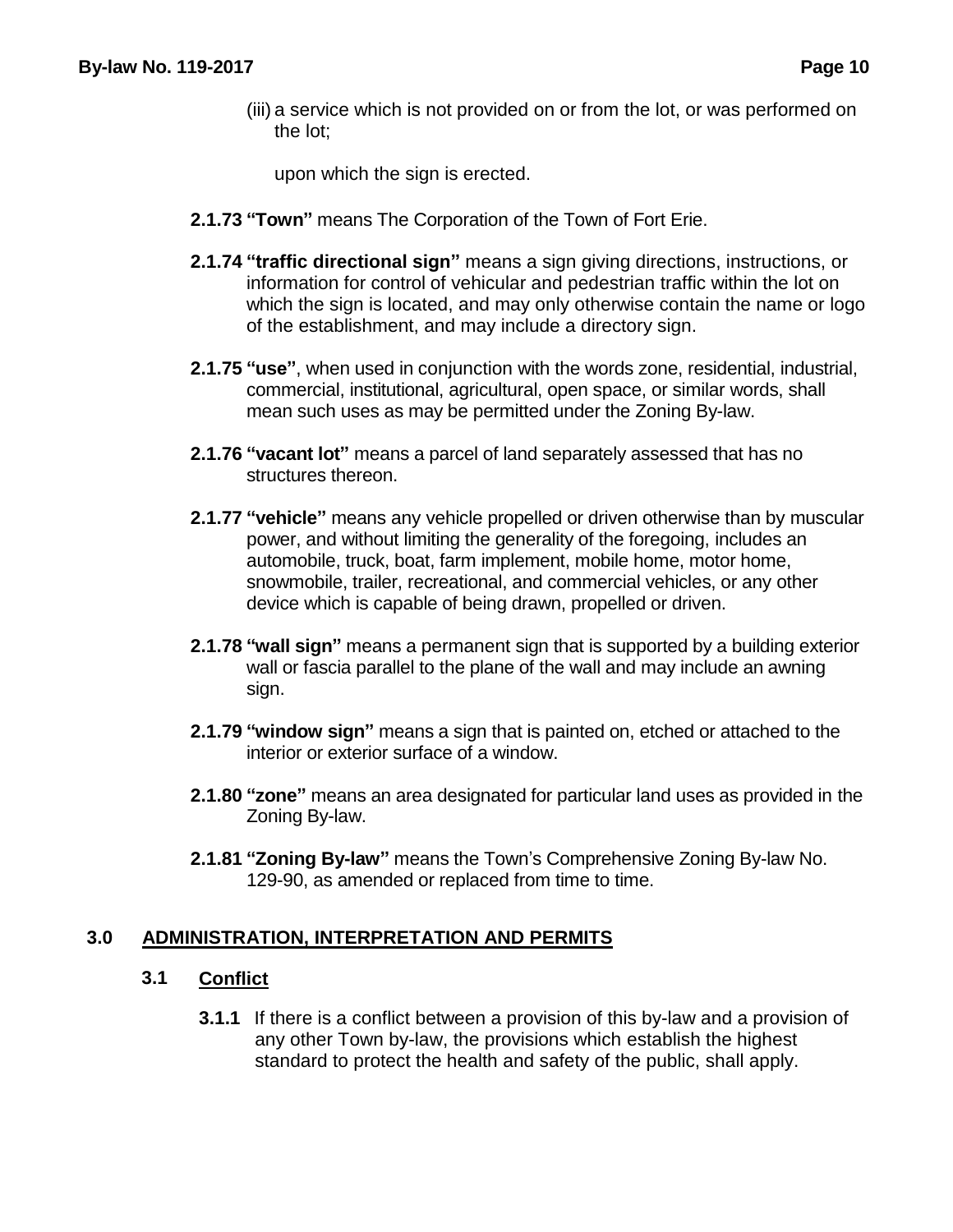(iii) a service which is not provided on or from the lot, or was performed on the lot;

upon which the sign is erected.

**2.1.73 "Town"** means The Corporation of the Town of Fort Erie.

**2.1.74 "traffic directional sign"** means a sign giving directions, instructions, or information for control of vehicular and pedestrian traffic within the lot on which the sign is located, and may only otherwise contain the name or logo of the establishment, and may include a directory sign.

**2.1.75 "use"**, when used in conjunction with the words zone, residential, industrial, commercial, institutional, agricultural, open space, or similar words, shall mean such uses as may be permitted under the Zoning By-law.

**2.1.76 "vacant lot"** means a parcel of land separately assessed that has no structures thereon.

**2.1.77 "vehicle"** means any vehicle propelled or driven otherwise than by muscular power, and without limiting the generality of the foregoing, includes an automobile, truck, boat, farm implement, mobile home, motor home, snowmobile, trailer, recreational, and commercial vehicles, or any other device which is capable of being drawn, propelled or driven.

**2.1.78 "wall sign"** means a permanent sign that is supported by a building exterior wall or fascia parallel to the plane of the wall and may include an awning sign.

**2.1.79 "window sign"** means a sign that is painted on, etched or attached to the interior or exterior surface of a window.

**2.1.80 "zone"** means an area designated for particular land uses as provided in the Zoning By-law.

**2.1.81 "Zoning By-law"** means the Town's Comprehensive Zoning By-law No. 129-90, as amended or replaced from time to time.

## 3.0 ADMINISTRATION, INTERPRETATION AND PERMITS

### 3.1 Conflict

**3.1.1** If there is a conflict between a provision of this by-law and a provision of any other Town by-law, the provisions which establish the highest standard to protect the health and safety of the public, shall apply.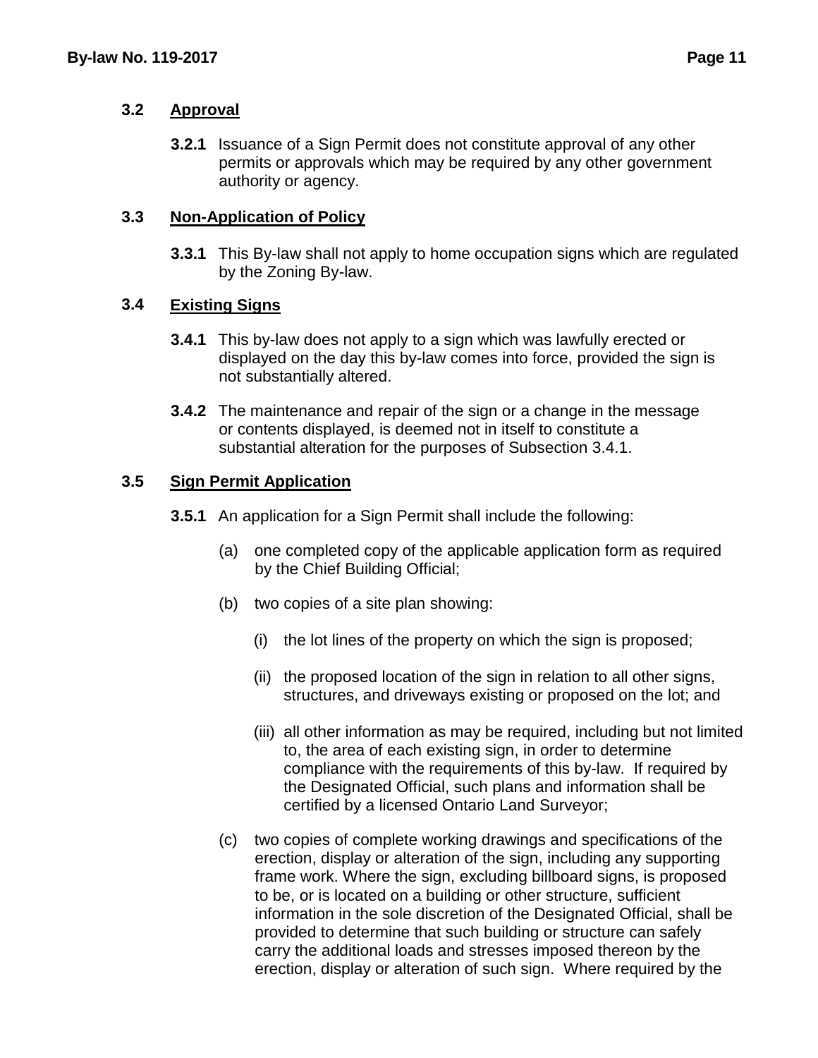### 3.2 Approval

**3.2.1** Issuance of a Sign Permit does not constitute approval of any other permits or approvals which may be required by any other government authority or agency.

### 3.3 Non-Application of Policy

**3.3.1** This By-law shall not apply to home occupation signs which are regulated by the Zoning By-law.

### 3.4 Existing Signs

**3.4.1** This by-law does not apply to a sign which was lawfully erected or displayed on the day this by-law comes into force, provided the sign is not substantially altered.

**3.4.2** The maintenance and repair of the sign or a change in the message or contents displayed, is deemed not in itself to constitute a substantial alteration for the purposes of Subsection 3.4.1.

### 3.5 Sign Permit Application

**3.5.1** An application for a Sign Permit shall include the following:

(a) one completed copy of the applicable application form as required by the Chief Building Official;

(b) two copies of a site plan showing:

  (i) the lot lines of the property on which the sign is proposed;

  (ii) the proposed location of the sign in relation to all other signs, structures, and driveways existing or proposed on the lot; and

  (iii) all other information as may be required, including but not limited to, the area of each existing sign, in order to determine compliance with the requirements of this by-law. If required by the Designated Official, such plans and information shall be certified by a licensed Ontario Land Surveyor;

(c) two copies of complete working drawings and specifications of the erection, display or alteration of the sign, including any supporting frame work. Where the sign, excluding billboard signs, is proposed to be, or is located on a building or other structure, sufficient information in the sole discretion of the Designated Official, shall be provided to determine that such building or structure can safely carry the additional loads and stresses imposed thereon by the erection, display or alteration of such sign. Where required by the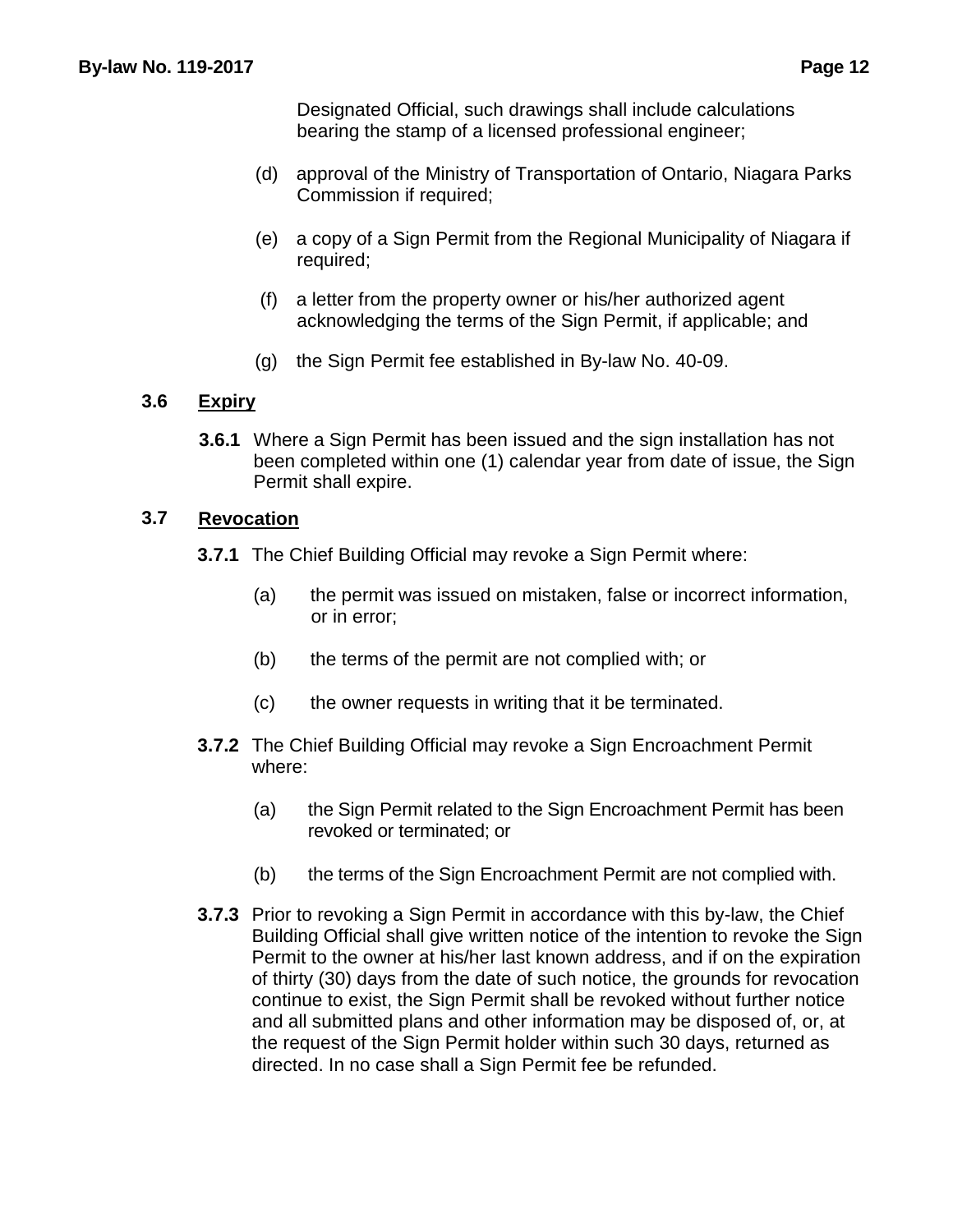Designated Official, such drawings shall include calculations bearing the stamp of a licensed professional engineer;

(d) approval of the Ministry of Transportation of Ontario, Niagara Parks Commission if required;

(e) a copy of a Sign Permit from the Regional Municipality of Niagara if required;

(f) a letter from the property owner or his/her authorized agent acknowledging the terms of the Sign Permit, if applicable; and

(g) the Sign Permit fee established in By-law No. 40-09.

**3.6** **Expiry**

**3.6.1** Where a Sign Permit has been issued and the sign installation has not been completed within one (1) calendar year from date of issue, the Sign Permit shall expire.

**3.7** **Revocation**

**3.7.1** The Chief Building Official may revoke a Sign Permit where:

(a) the permit was issued on mistaken, false or incorrect information, or in error;

(b) the terms of the permit are not complied with; or

(c) the owner requests in writing that it be terminated.

**3.7.2** The Chief Building Official may revoke a Sign Encroachment Permit where:

(a) the Sign Permit related to the Sign Encroachment Permit has been revoked or terminated; or

(b) the terms of the Sign Encroachment Permit are not complied with.

**3.7.3** Prior to revoking a Sign Permit in accordance with this by-law, the Chief Building Official shall give written notice of the intention to revoke the Sign Permit to the owner at his/her last known address, and if on the expiration of thirty (30) days from the date of such notice, the grounds for revocation continue to exist, the Sign Permit shall be revoked without further notice and all submitted plans and other information may be disposed of, or, at the request of the Sign Permit holder within such 30 days, returned as directed. In no case shall a Sign Permit fee be refunded.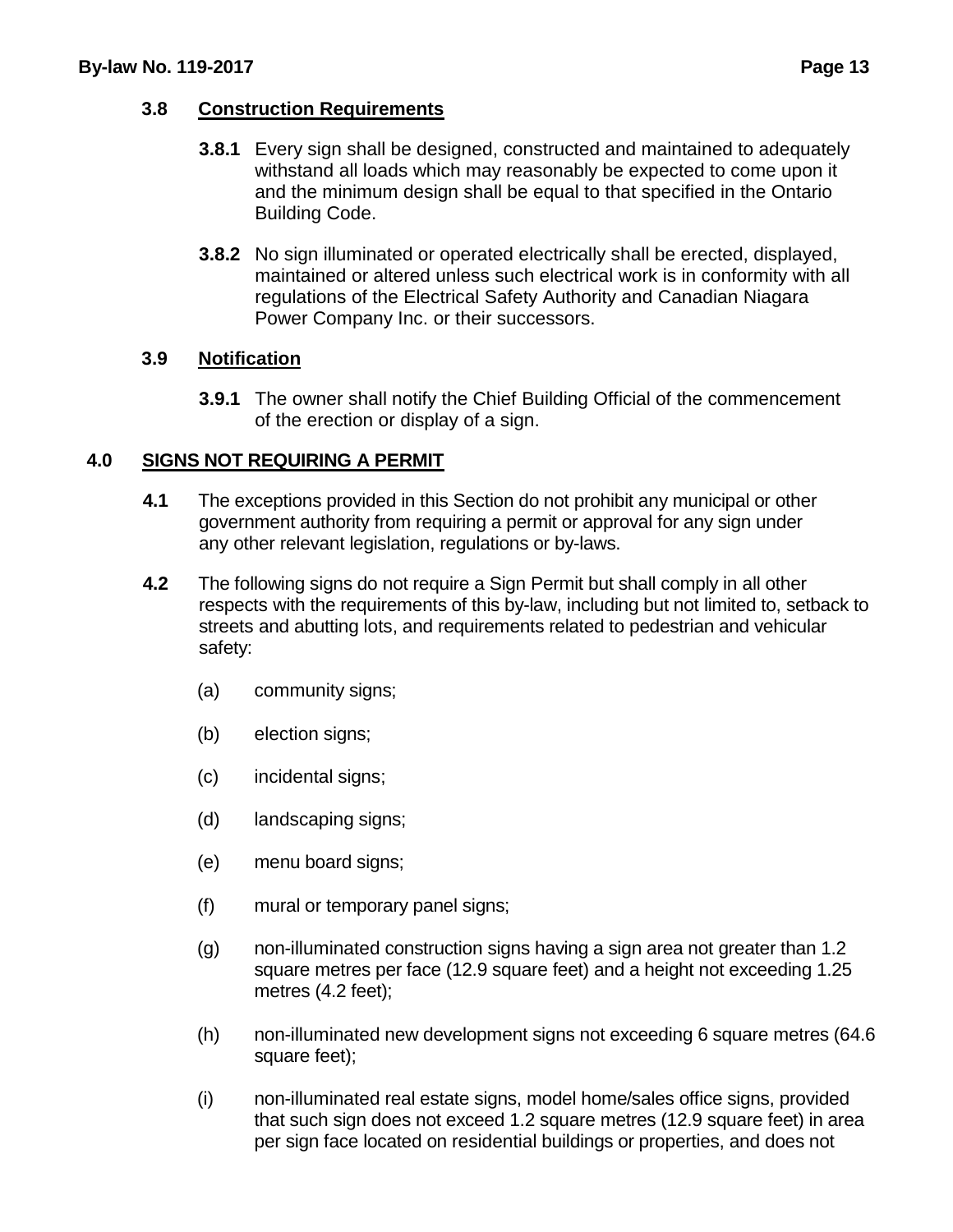### 3.8 Construction Requirements

**3.8.1** Every sign shall be designed, constructed and maintained to adequately withstand all loads which may reasonably be expected to come upon it and the minimum design shall be equal to that specified in the Ontario Building Code.

**3.8.2** No sign illuminated or operated electrically shall be erected, displayed, maintained or altered unless such electrical work is in conformity with all regulations of the Electrical Safety Authority and Canadian Niagara Power Company Inc. or their successors.

### 3.9 Notification

**3.9.1** The owner shall notify the Chief Building Official of the commencement of the erection or display of a sign.

## 4.0 SIGNS NOT REQUIRING A PERMIT

**4.1** The exceptions provided in this Section do not prohibit any municipal or other government authority from requiring a permit or approval for any sign under any other relevant legislation, regulations or by-laws.

**4.2** The following signs do not require a Sign Permit but shall comply in all other respects with the requirements of this by-law, including but not limited to, setback to streets and abutting lots, and requirements related to pedestrian and vehicular safety:

(a) community signs;

(b) election signs;

(c) incidental signs;

(d) landscaping signs;

(e) menu board signs;

(f) mural or temporary panel signs;

(g) non-illuminated construction signs having a sign area not greater than 1.2 square metres per face (12.9 square feet) and a height not exceeding 1.25 metres (4.2 feet);

(h) non-illuminated new development signs not exceeding 6 square metres (64.6 square feet);

(i) non-illuminated real estate signs, model home/sales office signs, provided that such sign does not exceed 1.2 square metres (12.9 square feet) in area per sign face located on residential buildings or properties, and does not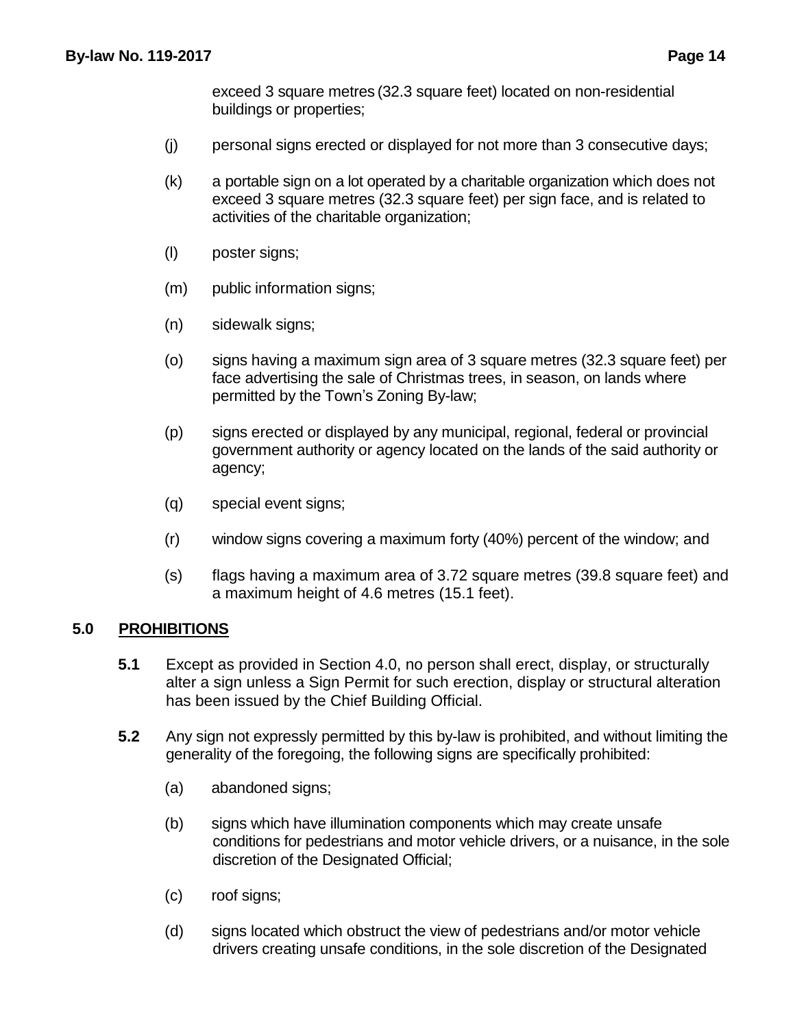exceed 3 square metres (32.3 square feet) located on non-residential buildings or properties;

(j) personal signs erected or displayed for not more than 3 consecutive days;

(k) a portable sign on a lot operated by a charitable organization which does not exceed 3 square metres (32.3 square feet) per sign face, and is related to activities of the charitable organization;

(l) poster signs;

(m) public information signs;

(n) sidewalk signs;

(o) signs having a maximum sign area of 3 square metres (32.3 square feet) per face advertising the sale of Christmas trees, in season, on lands where permitted by the Town's Zoning By-law;

(p) signs erected or displayed by any municipal, regional, federal or provincial government authority or agency located on the lands of the said authority or agency;

(q) special event signs;

(r) window signs covering a maximum forty (40%) percent of the window; and

(s) flags having a maximum area of 3.72 square metres (39.8 square feet) and a maximum height of 4.6 metres (15.1 feet).

## 5.0 PROHIBITIONS

**5.1** Except as provided in Section 4.0, no person shall erect, display, or structurally alter a sign unless a Sign Permit for such erection, display or structural alteration has been issued by the Chief Building Official.

**5.2** Any sign not expressly permitted by this by-law is prohibited, and without limiting the generality of the foregoing, the following signs are specifically prohibited:

(a) abandoned signs;

(b) signs which have illumination components which may create unsafe conditions for pedestrians and motor vehicle drivers, or a nuisance, in the sole discretion of the Designated Official;

(c) roof signs;

(d) signs located which obstruct the view of pedestrians and/or motor vehicle drivers creating unsafe conditions, in the sole discretion of the Designated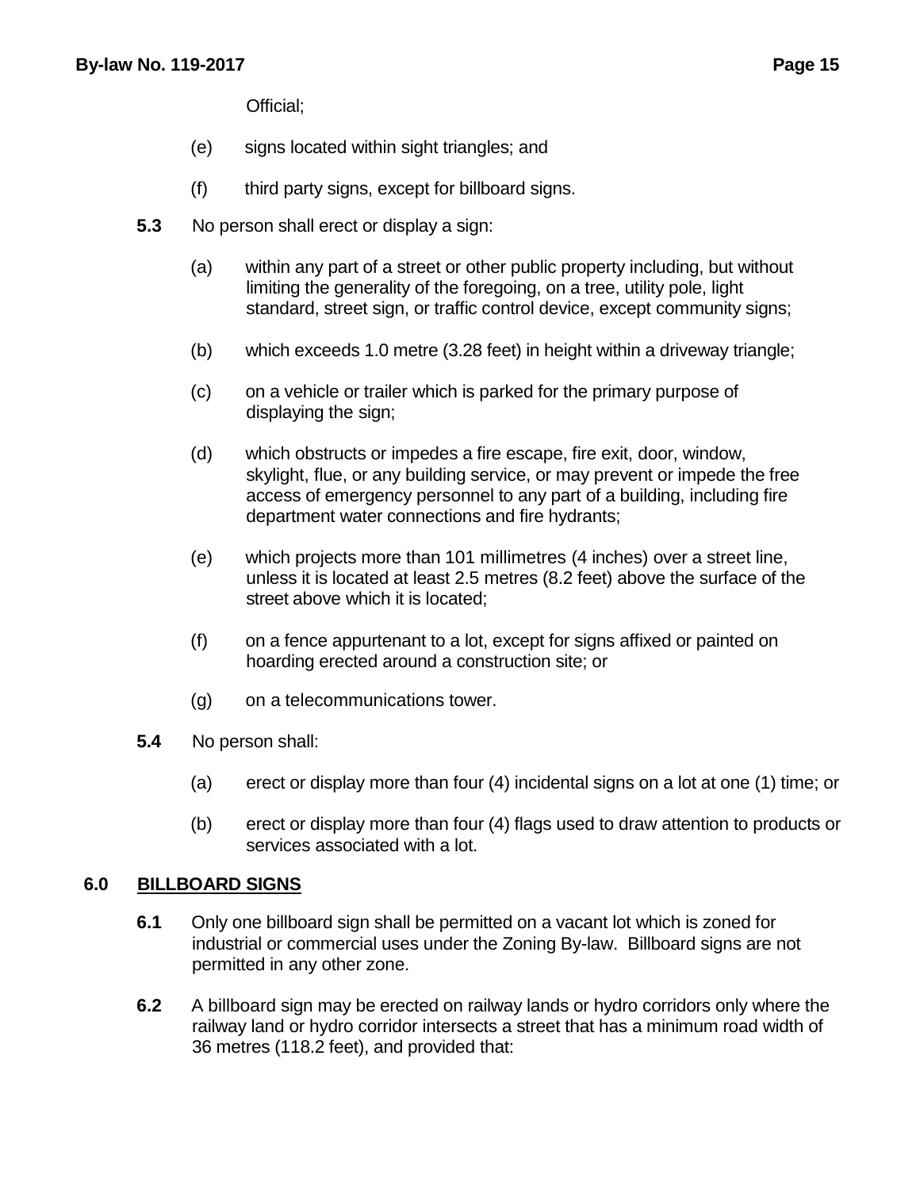Official;

(e) signs located within sight triangles; and

(f) third party signs, except for billboard signs.

**5.3** No person shall erect or display a sign:

(a) within any part of a street or other public property including, but without limiting the generality of the foregoing, on a tree, utility pole, light standard, street sign, or traffic control device, except community signs;

(b) which exceeds 1.0 metre (3.28 feet) in height within a driveway triangle;

(c) on a vehicle or trailer which is parked for the primary purpose of displaying the sign;

(d) which obstructs or impedes a fire escape, fire exit, door, window, skylight, flue, or any building service, or may prevent or impede the free access of emergency personnel to any part of a building, including fire department water connections and fire hydrants;

(e) which projects more than 101 millimetres (4 inches) over a street line, unless it is located at least 2.5 metres (8.2 feet) above the surface of the street above which it is located;

(f) on a fence appurtenant to a lot, except for signs affixed or painted on hoarding erected around a construction site; or

(g) on a telecommunications tower.

**5.4** No person shall:

(a) erect or display more than four (4) incidental signs on a lot at one (1) time; or

(b) erect or display more than four (4) flags used to draw attention to products or services associated with a lot.

## 6.0 BILLBOARD SIGNS

**6.1** Only one billboard sign shall be permitted on a vacant lot which is zoned for industrial or commercial uses under the Zoning By-law. Billboard signs are not permitted in any other zone.

**6.2** A billboard sign may be erected on railway lands or hydro corridors only where the railway land or hydro corridor intersects a street that has a minimum road width of 36 metres (118.2 feet), and provided that: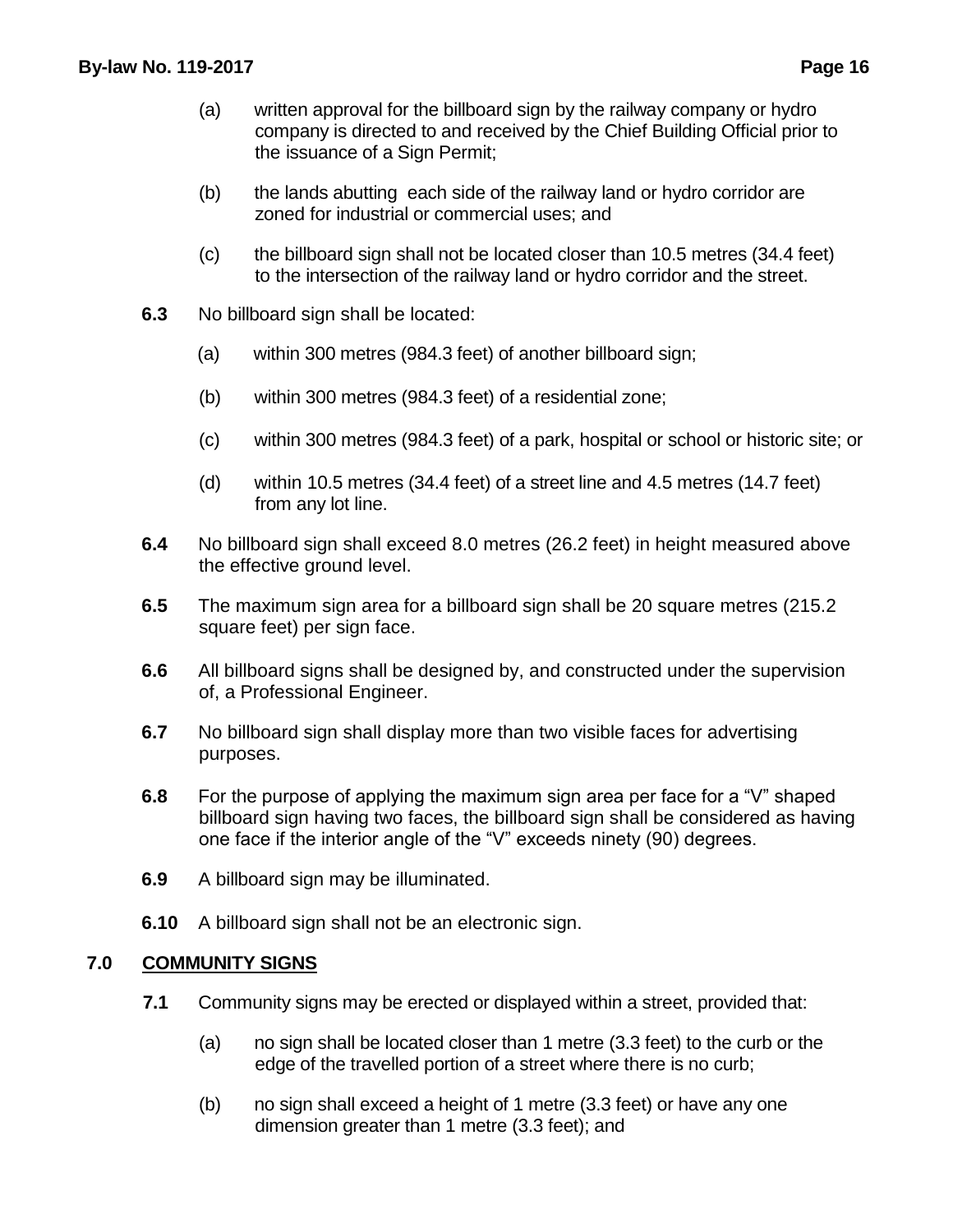(a) written approval for the billboard sign by the railway company or hydro company is directed to and received by the Chief Building Official prior to the issuance of a Sign Permit;

(b) the lands abutting each side of the railway land or hydro corridor are zoned for industrial or commercial uses; and

(c) the billboard sign shall not be located closer than 10.5 metres (34.4 feet) to the intersection of the railway land or hydro corridor and the street.

**6.3** No billboard sign shall be located:

(a) within 300 metres (984.3 feet) of another billboard sign;

(b) within 300 metres (984.3 feet) of a residential zone;

(c) within 300 metres (984.3 feet) of a park, hospital or school or historic site; or

(d) within 10.5 metres (34.4 feet) of a street line and 4.5 metres (14.7 feet) from any lot line.

**6.4** No billboard sign shall exceed 8.0 metres (26.2 feet) in height measured above the effective ground level.

**6.5** The maximum sign area for a billboard sign shall be 20 square metres (215.2 square feet) per sign face.

**6.6** All billboard signs shall be designed by, and constructed under the supervision of, a Professional Engineer.

**6.7** No billboard sign shall display more than two visible faces for advertising purposes.

**6.8** For the purpose of applying the maximum sign area per face for a "V" shaped billboard sign having two faces, the billboard sign shall be considered as having one face if the interior angle of the "V" exceeds ninety (90) degrees.

**6.9** A billboard sign may be illuminated.

**6.10** A billboard sign shall not be an electronic sign.

## 7.0 COMMUNITY SIGNS

**7.1** Community signs may be erected or displayed within a street, provided that:

(a) no sign shall be located closer than 1 metre (3.3 feet) to the curb or the edge of the travelled portion of a street where there is no curb;

(b) no sign shall exceed a height of 1 metre (3.3 feet) or have any one dimension greater than 1 metre (3.3 feet); and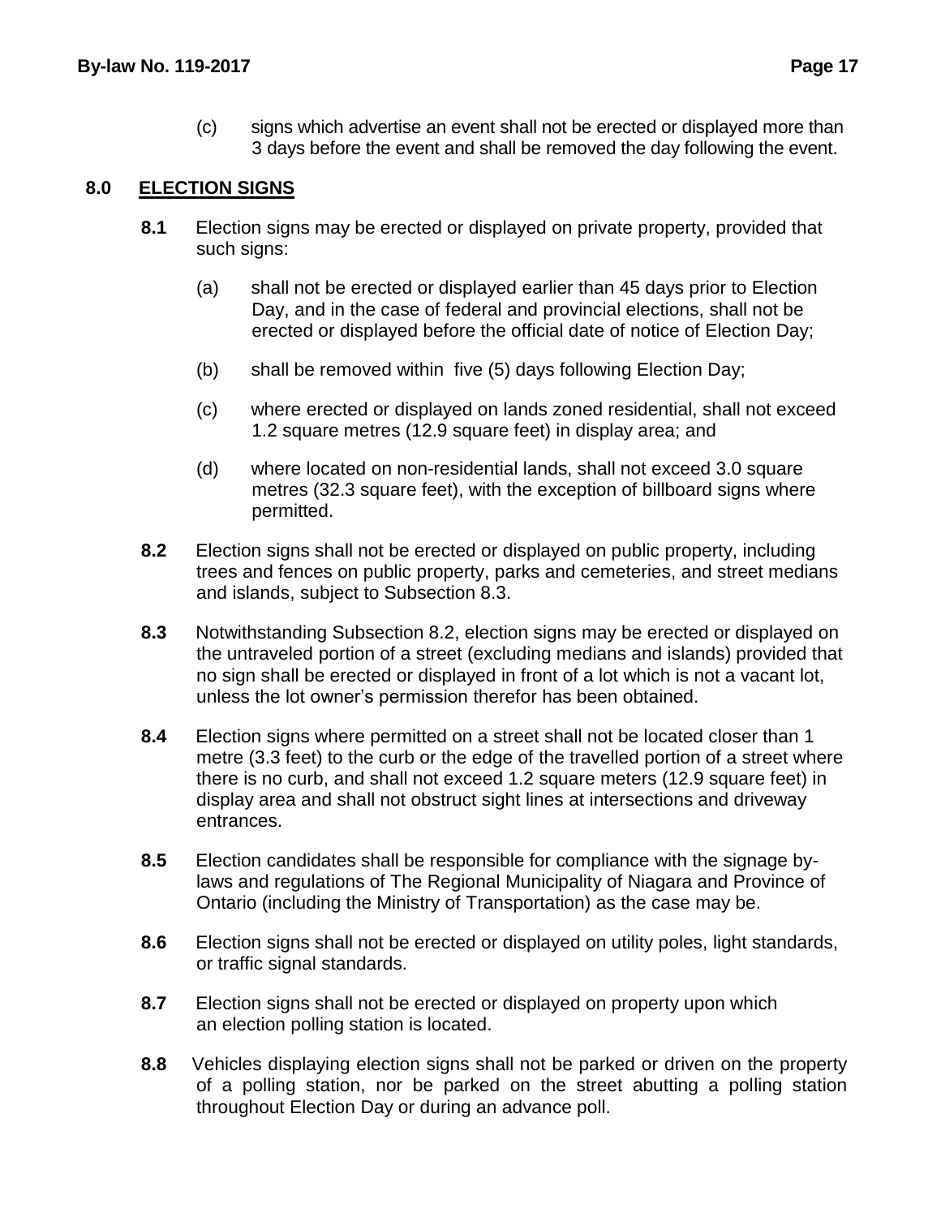(c) signs which advertise an event shall not be erected or displayed more than 3 days before the event and shall be removed the day following the event.

## 8.0 ELECTION SIGNS

**8.1** Election signs may be erected or displayed on private property, provided that such signs:

(a) shall not be erected or displayed earlier than 45 days prior to Election Day, and in the case of federal and provincial elections, shall not be erected or displayed before the official date of notice of Election Day;

(b) shall be removed within five (5) days following Election Day;

(c) where erected or displayed on lands zoned residential, shall not exceed 1.2 square metres (12.9 square feet) in display area; and

(d) where located on non-residential lands, shall not exceed 3.0 square metres (32.3 square feet), with the exception of billboard signs where permitted.

**8.2** Election signs shall not be erected or displayed on public property, including trees and fences on public property, parks and cemeteries, and street medians and islands, subject to Subsection 8.3.

**8.3** Notwithstanding Subsection 8.2, election signs may be erected or displayed on the untraveled portion of a street (excluding medians and islands) provided that no sign shall be erected or displayed in front of a lot which is not a vacant lot, unless the lot owner's permission therefor has been obtained.

**8.4** Election signs where permitted on a street shall not be located closer than 1 metre (3.3 feet) to the curb or the edge of the travelled portion of a street where there is no curb, and shall not exceed 1.2 square meters (12.9 square feet) in display area and shall not obstruct sight lines at intersections and driveway entrances.

**8.5** Election candidates shall be responsible for compliance with the signage by-laws and regulations of The Regional Municipality of Niagara and Province of Ontario (including the Ministry of Transportation) as the case may be.

**8.6** Election signs shall not be erected or displayed on utility poles, light standards, or traffic signal standards.

**8.7** Election signs shall not be erected or displayed on property upon which an election polling station is located.

**8.8** Vehicles displaying election signs shall not be parked or driven on the property of a polling station, nor be parked on the street abutting a polling station throughout Election Day or during an advance poll.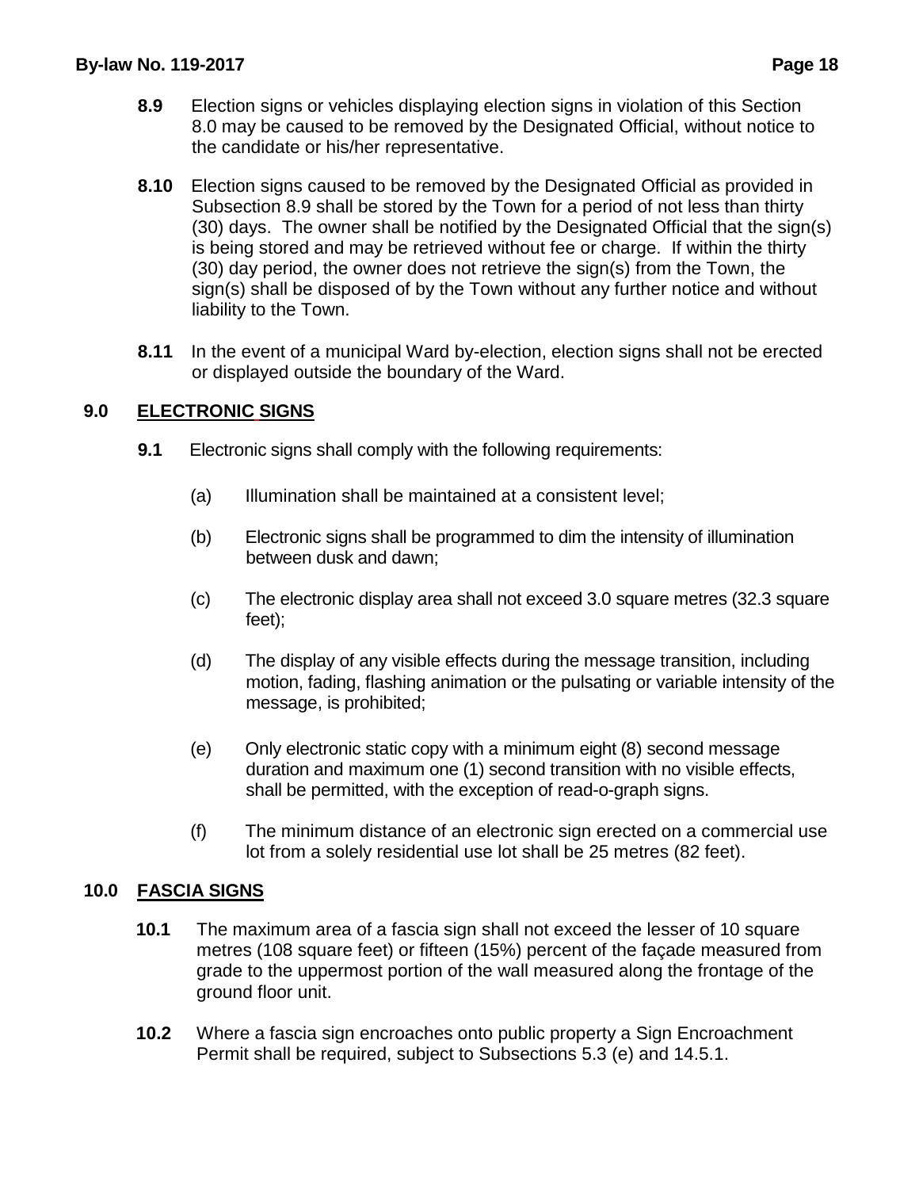**8.9** Election signs or vehicles displaying election signs in violation of this Section 8.0 may be caused to be removed by the Designated Official, without notice to the candidate or his/her representative.

**8.10** Election signs caused to be removed by the Designated Official as provided in Subsection 8.9 shall be stored by the Town for a period of not less than thirty (30) days. The owner shall be notified by the Designated Official that the sign(s) is being stored and may be retrieved without fee or charge. If within the thirty (30) day period, the owner does not retrieve the sign(s) from the Town, the sign(s) shall be disposed of by the Town without any further notice and without liability to the Town.

**8.11** In the event of a municipal Ward by-election, election signs shall not be erected or displayed outside the boundary of the Ward.

## 9.0 ELECTRONIC SIGNS

**9.1** Electronic signs shall comply with the following requirements:

(a) Illumination shall be maintained at a consistent level;

(b) Electronic signs shall be programmed to dim the intensity of illumination between dusk and dawn;

(c) The electronic display area shall not exceed 3.0 square metres (32.3 square feet);

(d) The display of any visible effects during the message transition, including motion, fading, flashing animation or the pulsating or variable intensity of the message, is prohibited;

(e) Only electronic static copy with a minimum eight (8) second message duration and maximum one (1) second transition with no visible effects, shall be permitted, with the exception of read-o-graph signs.

(f) The minimum distance of an electronic sign erected on a commercial use lot from a solely residential use lot shall be 25 metres (82 feet).

## 10.0 FASCIA SIGNS

**10.1** The maximum area of a fascia sign shall not exceed the lesser of 10 square metres (108 square feet) or fifteen (15%) percent of the façade measured from grade to the uppermost portion of the wall measured along the frontage of the ground floor unit.

**10.2** Where a fascia sign encroaches onto public property a Sign Encroachment Permit shall be required, subject to Subsections 5.3 (e) and 14.5.1.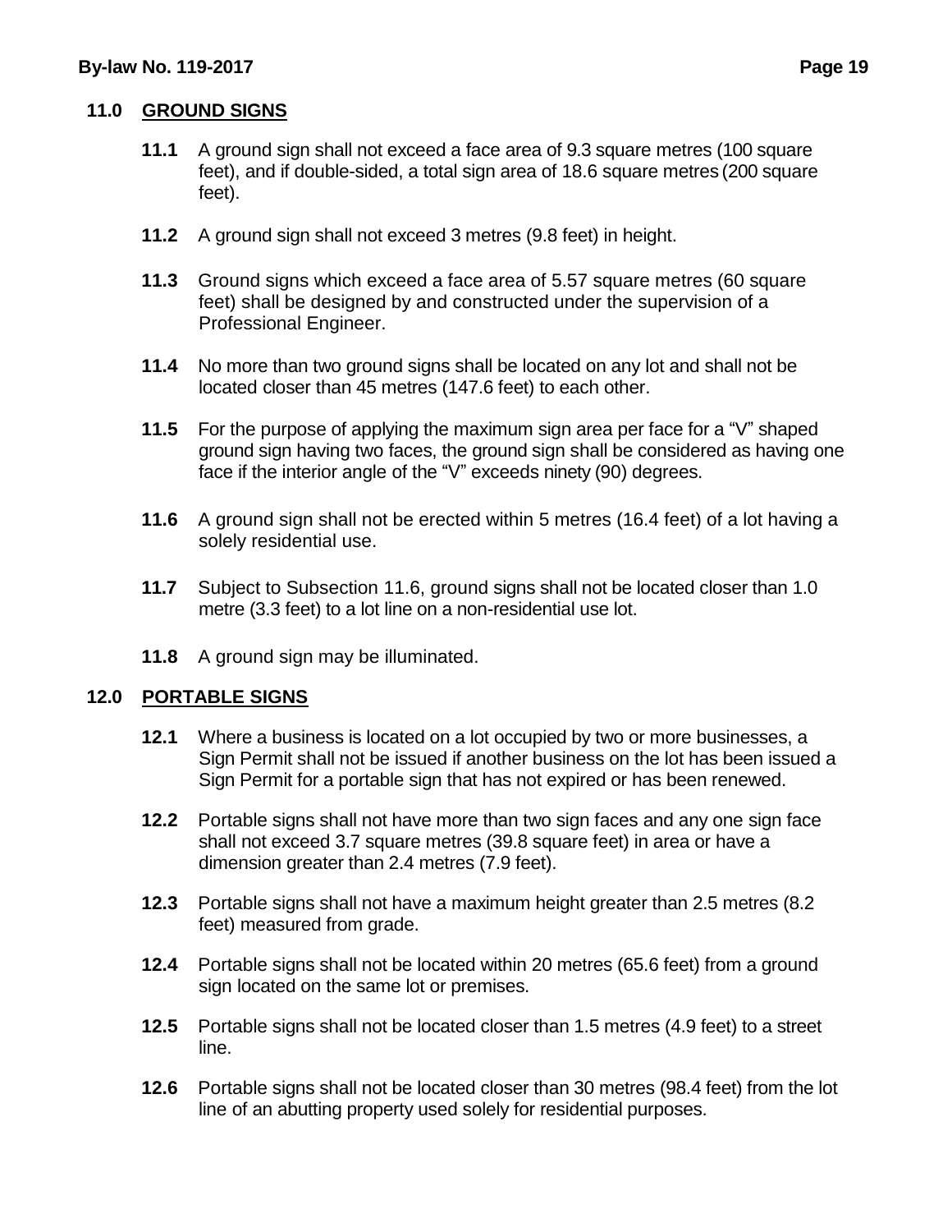## 11.0 GROUND SIGNS

**11.1** A ground sign shall not exceed a face area of 9.3 square metres (100 square feet), and if double-sided, a total sign area of 18.6 square metres (200 square feet).

**11.2** A ground sign shall not exceed 3 metres (9.8 feet) in height.

**11.3** Ground signs which exceed a face area of 5.57 square metres (60 square feet) shall be designed by and constructed under the supervision of a Professional Engineer.

**11.4** No more than two ground signs shall be located on any lot and shall not be located closer than 45 metres (147.6 feet) to each other.

**11.5** For the purpose of applying the maximum sign area per face for a "V" shaped ground sign having two faces, the ground sign shall be considered as having one face if the interior angle of the "V" exceeds ninety (90) degrees.

**11.6** A ground sign shall not be erected within 5 metres (16.4 feet) of a lot having a solely residential use.

**11.7** Subject to Subsection 11.6, ground signs shall not be located closer than 1.0 metre (3.3 feet) to a lot line on a non-residential use lot.

**11.8** A ground sign may be illuminated.

## 12.0 PORTABLE SIGNS

**12.1** Where a business is located on a lot occupied by two or more businesses, a Sign Permit shall not be issued if another business on the lot has been issued a Sign Permit for a portable sign that has not expired or has been renewed.

**12.2** Portable signs shall not have more than two sign faces and any one sign face shall not exceed 3.7 square metres (39.8 square feet) in area or have a dimension greater than 2.4 metres (7.9 feet).

**12.3** Portable signs shall not have a maximum height greater than 2.5 metres (8.2 feet) measured from grade.

**12.4** Portable signs shall not be located within 20 metres (65.6 feet) from a ground sign located on the same lot or premises.

**12.5** Portable signs shall not be located closer than 1.5 metres (4.9 feet) to a street line.

**12.6** Portable signs shall not be located closer than 30 metres (98.4 feet) from the lot line of an abutting property used solely for residential purposes.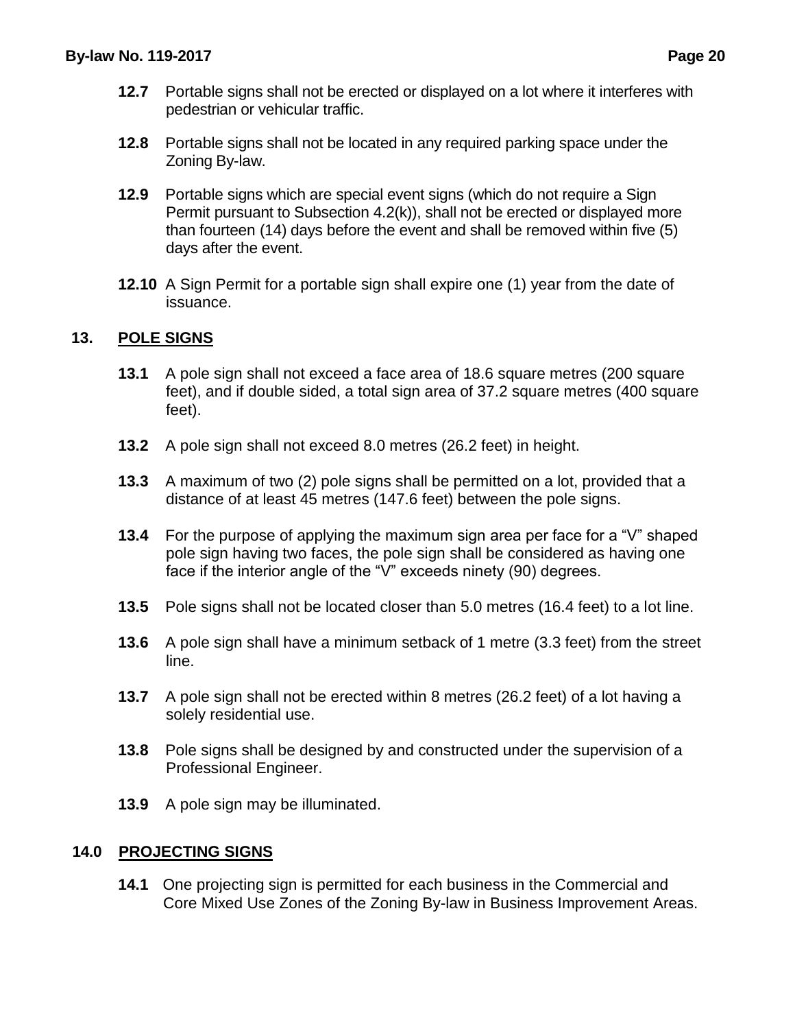**12.7** Portable signs shall not be erected or displayed on a lot where it interferes with pedestrian or vehicular traffic.

**12.8** Portable signs shall not be located in any required parking space under the Zoning By-law.

**12.9** Portable signs which are special event signs (which do not require a Sign Permit pursuant to Subsection 4.2(k)), shall not be erected or displayed more than fourteen (14) days before the event and shall be removed within five (5) days after the event.

**12.10** A Sign Permit for a portable sign shall expire one (1) year from the date of issuance.

## 13. POLE SIGNS

**13.1** A pole sign shall not exceed a face area of 18.6 square metres (200 square feet), and if double sided, a total sign area of 37.2 square metres (400 square feet).

**13.2** A pole sign shall not exceed 8.0 metres (26.2 feet) in height.

**13.3** A maximum of two (2) pole signs shall be permitted on a lot, provided that a distance of at least 45 metres (147.6 feet) between the pole signs.

**13.4** For the purpose of applying the maximum sign area per face for a "V" shaped pole sign having two faces, the pole sign shall be considered as having one face if the interior angle of the "V" exceeds ninety (90) degrees.

**13.5** Pole signs shall not be located closer than 5.0 metres (16.4 feet) to a lot line.

**13.6** A pole sign shall have a minimum setback of 1 metre (3.3 feet) from the street line.

**13.7** A pole sign shall not be erected within 8 metres (26.2 feet) of a lot having a solely residential use.

**13.8** Pole signs shall be designed by and constructed under the supervision of a Professional Engineer.

**13.9** A pole sign may be illuminated.

## 14.0 PROJECTING SIGNS

**14.1** One projecting sign is permitted for each business in the Commercial and Core Mixed Use Zones of the Zoning By-law in Business Improvement Areas.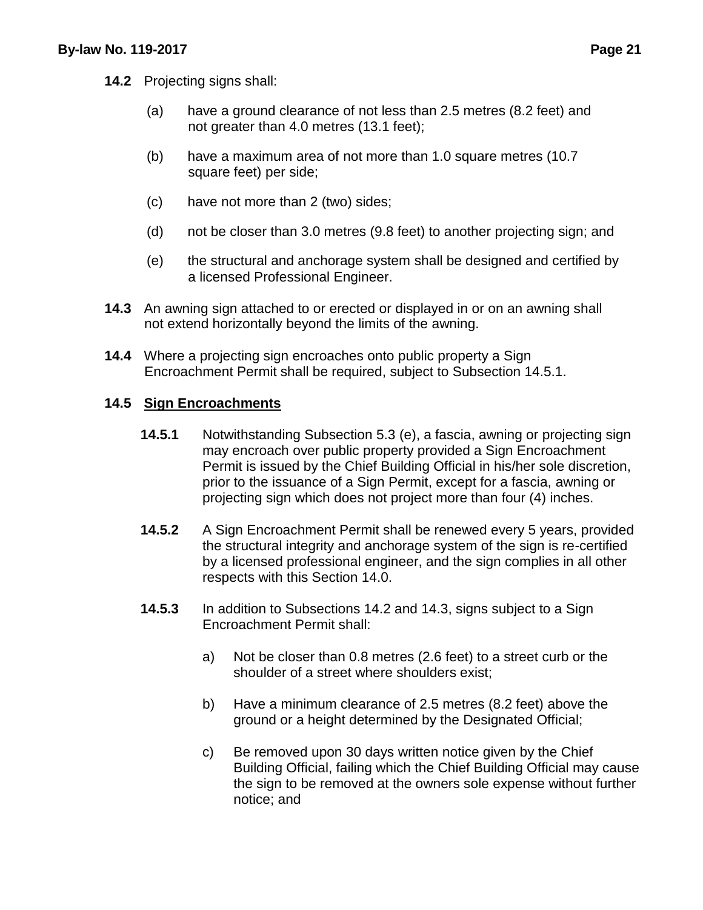**14.2** Projecting signs shall:

(a) have a ground clearance of not less than 2.5 metres (8.2 feet) and not greater than 4.0 metres (13.1 feet);

(b) have a maximum area of not more than 1.0 square metres (10.7 square feet) per side;

(c) have not more than 2 (two) sides;

(d) not be closer than 3.0 metres (9.8 feet) to another projecting sign; and

(e) the structural and anchorage system shall be designed and certified by a licensed Professional Engineer.

**14.3** An awning sign attached to or erected or displayed in or on an awning shall not extend horizontally beyond the limits of the awning.

**14.4** Where a projecting sign encroaches onto public property a Sign Encroachment Permit shall be required, subject to Subsection 14.5.1.

**14.5** **<u>Sign Encroachments</u>**

**14.5.1** Notwithstanding Subsection 5.3 (e), a fascia, awning or projecting sign may encroach over public property provided a Sign Encroachment Permit is issued by the Chief Building Official in his/her sole discretion, prior to the issuance of a Sign Permit, except for a fascia, awning or projecting sign which does not project more than four (4) inches.

**14.5.2** A Sign Encroachment Permit shall be renewed every 5 years, provided the structural integrity and anchorage system of the sign is re-certified by a licensed professional engineer, and the sign complies in all other respects with this Section 14.0.

**14.5.3** In addition to Subsections 14.2 and 14.3, signs subject to a Sign Encroachment Permit shall:

a) Not be closer than 0.8 metres (2.6 feet) to a street curb or the shoulder of a street where shoulders exist;

b) Have a minimum clearance of 2.5 metres (8.2 feet) above the ground or a height determined by the Designated Official;

c) Be removed upon 30 days written notice given by the Chief Building Official, failing which the Chief Building Official may cause the sign to be removed at the owners sole expense without further notice; and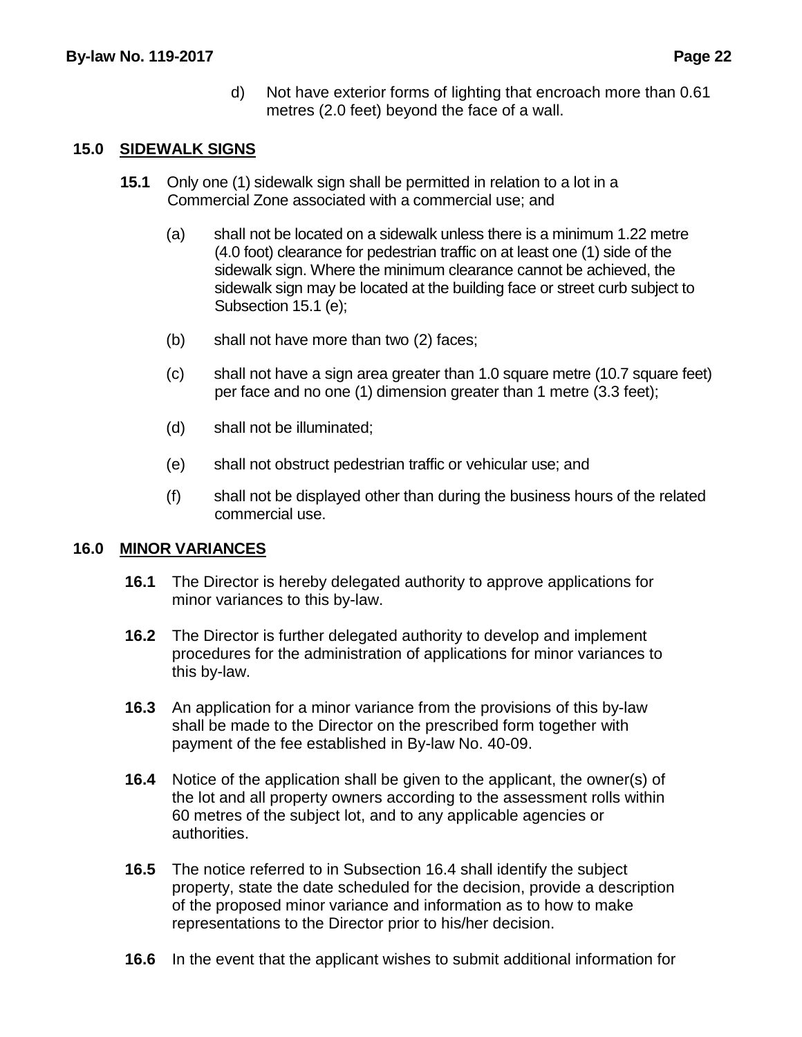d) Not have exterior forms of lighting that encroach more than 0.61 metres (2.0 feet) beyond the face of a wall.

## 15.0 SIDEWALK SIGNS

**15.1** Only one (1) sidewalk sign shall be permitted in relation to a lot in a Commercial Zone associated with a commercial use; and

(a) shall not be located on a sidewalk unless there is a minimum 1.22 metre (4.0 foot) clearance for pedestrian traffic on at least one (1) side of the sidewalk sign. Where the minimum clearance cannot be achieved, the sidewalk sign may be located at the building face or street curb subject to Subsection 15.1 (e);

(b) shall not have more than two (2) faces;

(c) shall not have a sign area greater than 1.0 square metre (10.7 square feet) per face and no one (1) dimension greater than 1 metre (3.3 feet);

(d) shall not be illuminated;

(e) shall not obstruct pedestrian traffic or vehicular use; and

(f) shall not be displayed other than during the business hours of the related commercial use.

## 16.0 MINOR VARIANCES

**16.1** The Director is hereby delegated authority to approve applications for minor variances to this by-law.

**16.2** The Director is further delegated authority to develop and implement procedures for the administration of applications for minor variances to this by-law.

**16.3** An application for a minor variance from the provisions of this by-law shall be made to the Director on the prescribed form together with payment of the fee established in By-law No. 40-09.

**16.4** Notice of the application shall be given to the applicant, the owner(s) of the lot and all property owners according to the assessment rolls within 60 metres of the subject lot, and to any applicable agencies or authorities.

**16.5** The notice referred to in Subsection 16.4 shall identify the subject property, state the date scheduled for the decision, provide a description of the proposed minor variance and information as to how to make representations to the Director prior to his/her decision.

**16.6** In the event that the applicant wishes to submit additional information for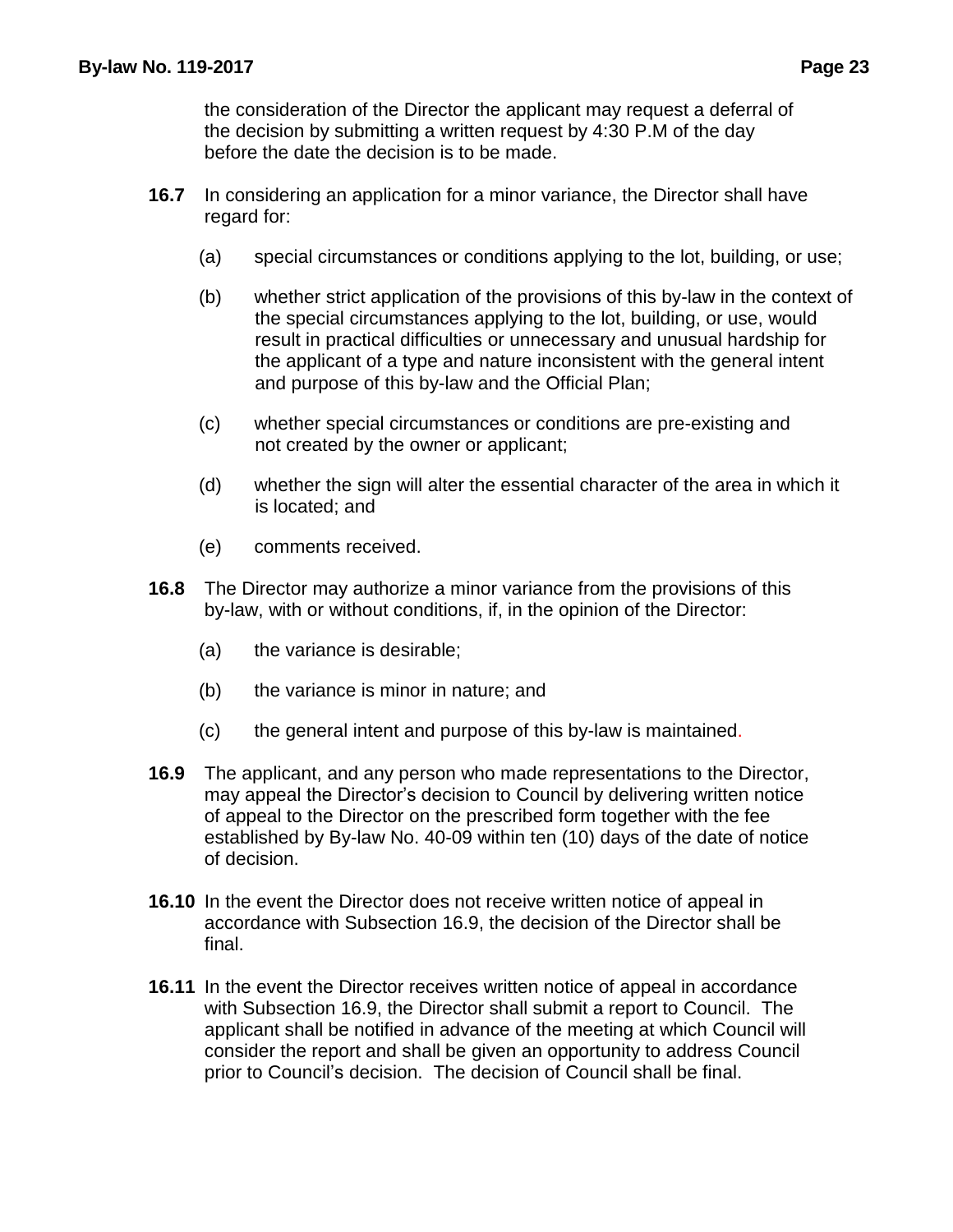the consideration of the Director the applicant may request a deferral of the decision by submitting a written request by 4:30 P.M of the day before the date the decision is to be made.

**16.7** In considering an application for a minor variance, the Director shall have regard for:

(a) special circumstances or conditions applying to the lot, building, or use;

(b) whether strict application of the provisions of this by-law in the context of the special circumstances applying to the lot, building, or use, would result in practical difficulties or unnecessary and unusual hardship for the applicant of a type and nature inconsistent with the general intent and purpose of this by-law and the Official Plan;

(c) whether special circumstances or conditions are pre-existing and not created by the owner or applicant;

(d) whether the sign will alter the essential character of the area in which it is located; and

(e) comments received.

**16.8** The Director may authorize a minor variance from the provisions of this by-law, with or without conditions, if, in the opinion of the Director:

(a) the variance is desirable;

(b) the variance is minor in nature; and

(c) the general intent and purpose of this by-law is maintained.

**16.9** The applicant, and any person who made representations to the Director, may appeal the Director's decision to Council by delivering written notice of appeal to the Director on the prescribed form together with the fee established by By-law No. 40-09 within ten (10) days of the date of notice of decision.

**16.10** In the event the Director does not receive written notice of appeal in accordance with Subsection 16.9, the decision of the Director shall be final.

**16.11** In the event the Director receives written notice of appeal in accordance with Subsection 16.9, the Director shall submit a report to Council. The applicant shall be notified in advance of the meeting at which Council will consider the report and shall be given an opportunity to address Council prior to Council's decision. The decision of Council shall be final.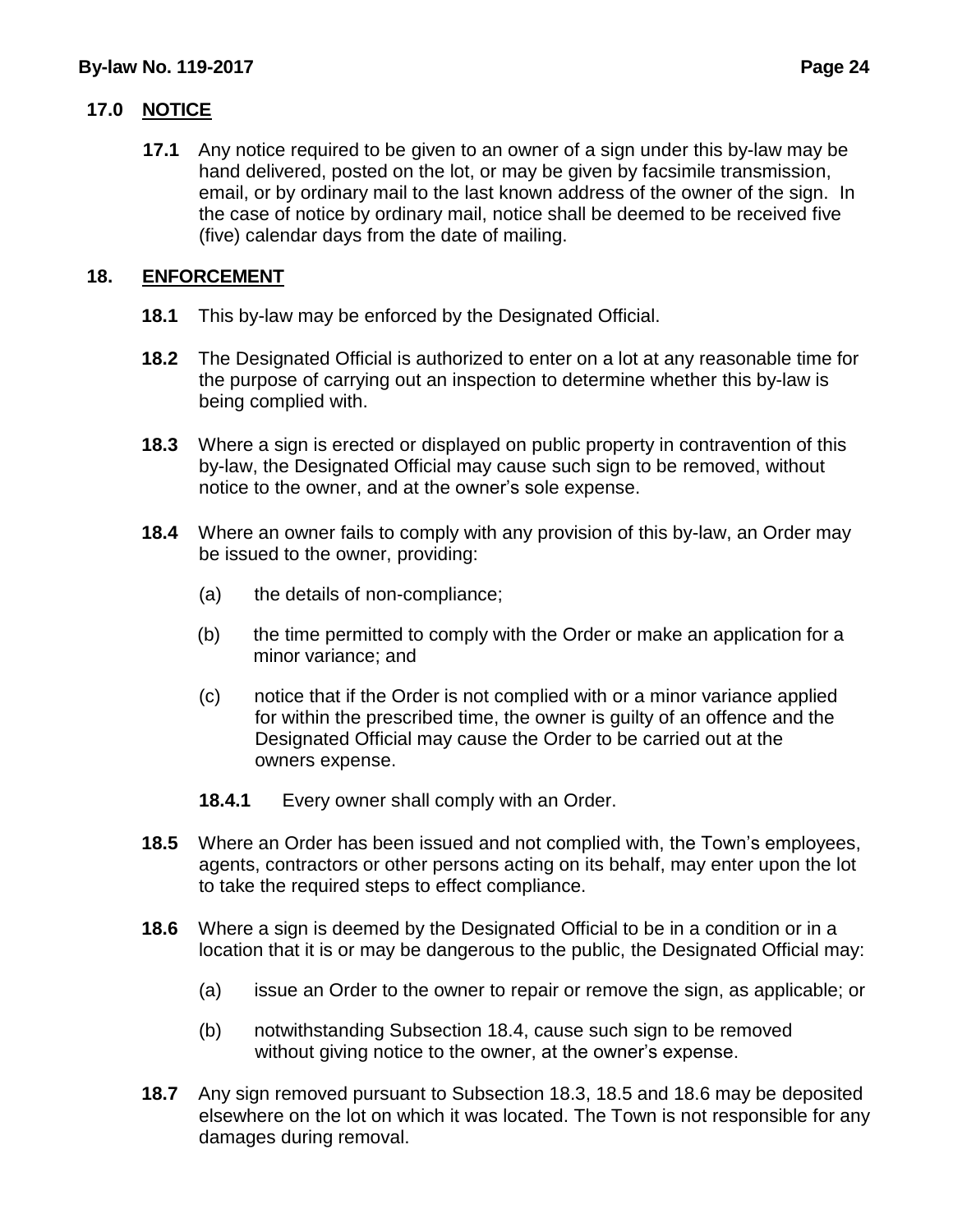## 17.0 NOTICE

**17.1** Any notice required to be given to an owner of a sign under this by-law may be hand delivered, posted on the lot, or may be given by facsimile transmission, email, or by ordinary mail to the last known address of the owner of the sign. In the case of notice by ordinary mail, notice shall be deemed to be received five (five) calendar days from the date of mailing.

## 18. ENFORCEMENT

**18.1** This by-law may be enforced by the Designated Official.

**18.2** The Designated Official is authorized to enter on a lot at any reasonable time for the purpose of carrying out an inspection to determine whether this by-law is being complied with.

**18.3** Where a sign is erected or displayed on public property in contravention of this by-law, the Designated Official may cause such sign to be removed, without notice to the owner, and at the owner's sole expense.

**18.4** Where an owner fails to comply with any provision of this by-law, an Order may be issued to the owner, providing:

(a) the details of non-compliance;

(b) the time permitted to comply with the Order or make an application for a minor variance; and

(c) notice that if the Order is not complied with or a minor variance applied for within the prescribed time, the owner is guilty of an offence and the Designated Official may cause the Order to be carried out at the owners expense.

**18.4.1** Every owner shall comply with an Order.

**18.5** Where an Order has been issued and not complied with, the Town's employees, agents, contractors or other persons acting on its behalf, may enter upon the lot to take the required steps to effect compliance.

**18.6** Where a sign is deemed by the Designated Official to be in a condition or in a location that it is or may be dangerous to the public, the Designated Official may:

(a) issue an Order to the owner to repair or remove the sign, as applicable; or

(b) notwithstanding Subsection 18.4, cause such sign to be removed without giving notice to the owner, at the owner's expense.

**18.7** Any sign removed pursuant to Subsection 18.3, 18.5 and 18.6 may be deposited elsewhere on the lot on which it was located. The Town is not responsible for any damages during removal.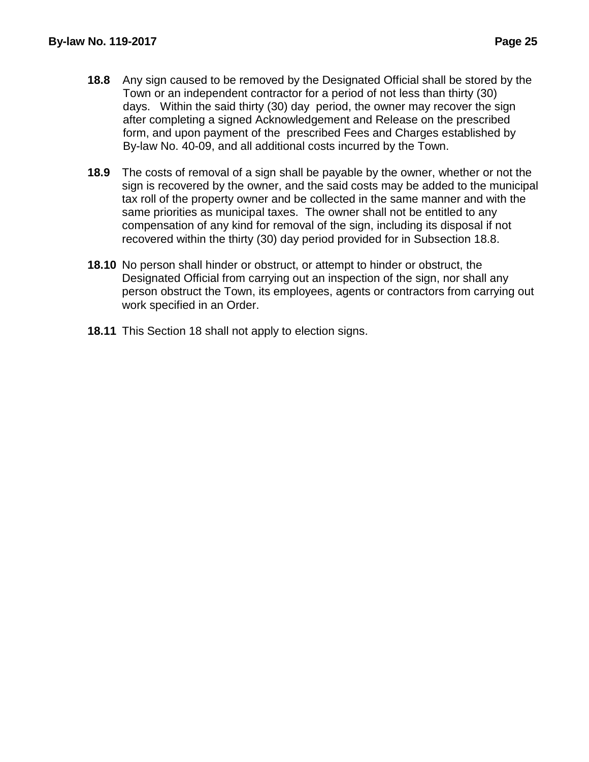**18.8** Any sign caused to be removed by the Designated Official shall be stored by the Town or an independent contractor for a period of not less than thirty (30) days. Within the said thirty (30) day period, the owner may recover the sign after completing a signed Acknowledgement and Release on the prescribed form, and upon payment of the prescribed Fees and Charges established by By-law No. 40-09, and all additional costs incurred by the Town.

**18.9** The costs of removal of a sign shall be payable by the owner, whether or not the sign is recovered by the owner, and the said costs may be added to the municipal tax roll of the property owner and be collected in the same manner and with the same priorities as municipal taxes. The owner shall not be entitled to any compensation of any kind for removal of the sign, including its disposal if not recovered within the thirty (30) day period provided for in Subsection 18.8.

**18.10** No person shall hinder or obstruct, or attempt to hinder or obstruct, the Designated Official from carrying out an inspection of the sign, nor shall any person obstruct the Town, its employees, agents or contractors from carrying out work specified in an Order.

**18.11** This Section 18 shall not apply to election signs.